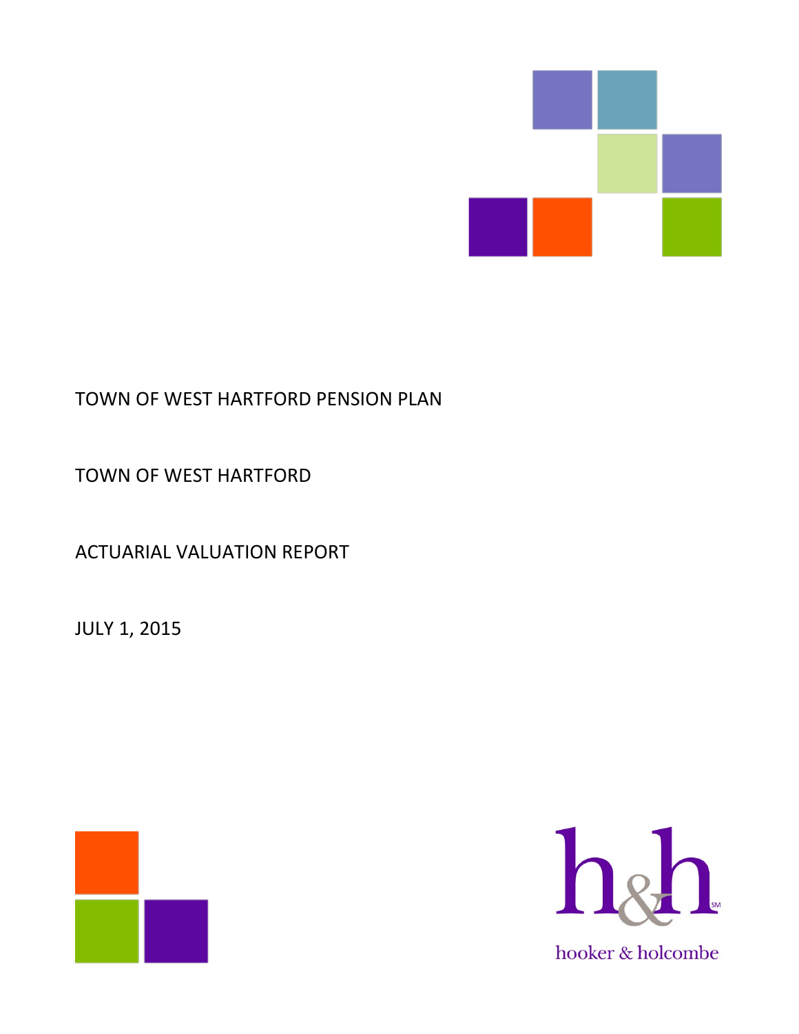# TOWN OF WEST HARTFORD PENSION PLAN

TOWN OF WEST HARTFORD

ACTUARIAL VALUATION REPORT

JULY 1, 2015

h&h

hooker & holcombe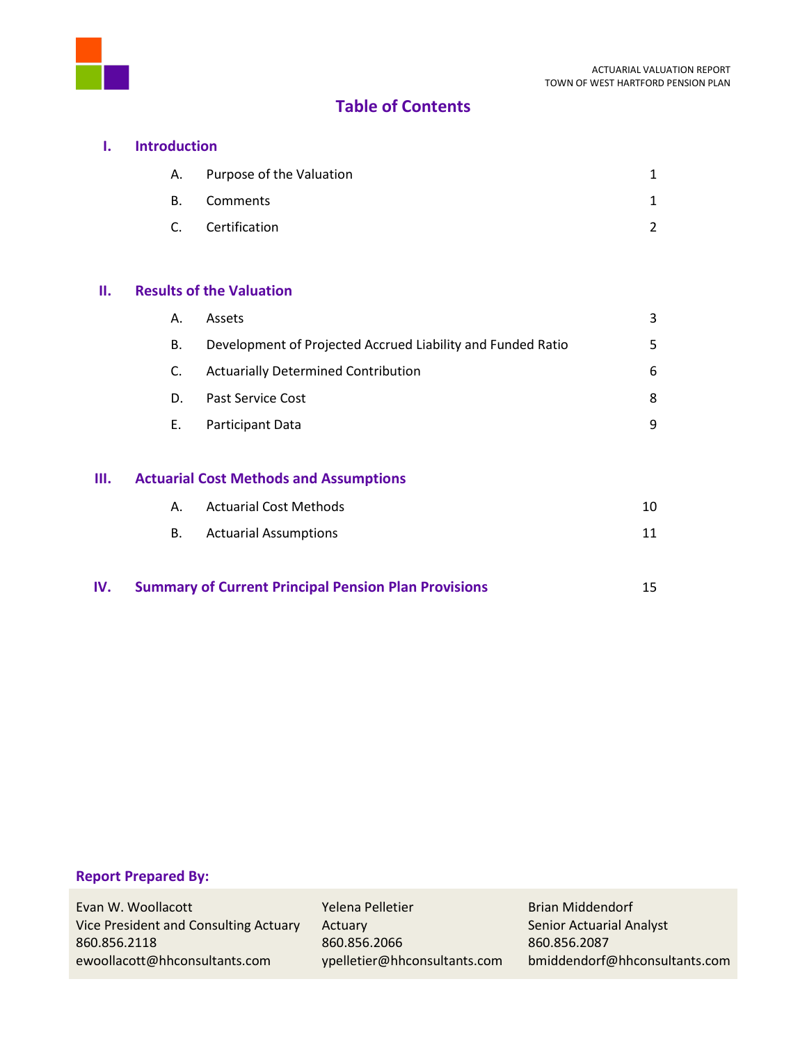# Table of Contents

## I. Introduction

| | | |
|---|---|---|
| A. | Purpose of the Valuation | 1 |
| B. | Comments | 1 |
| C. | Certification | 2 |

## II. Results of the Valuation

| | | |
|---|---|---|
| A. | Assets | 3 |
| B. | Development of Projected Accrued Liability and Funded Ratio | 5 |
| C. | Actuarially Determined Contribution | 6 |
| D. | Past Service Cost | 8 |
| E. | Participant Data | 9 |

## III. Actuarial Cost Methods and Assumptions

| | | |
|---|---|---|
| A. | Actuarial Cost Methods | 10 |
| B. | Actuarial Assumptions | 11 |

## IV. Summary of Current Principal Pension Plan Provisions — 15

**Report Prepared By:**

| | | |
|---|---|---|
| Evan W. Woollacott | Yelena Pelletier | Brian Middendorf |
| Vice President and Consulting Actuary | Actuary | Senior Actuarial Analyst |
| 860.856.2118 | 860.856.2066 | 860.856.2087 |
| ewoollacott@hhconsultants.com | ypelletier@hhconsultants.com | bmiddendorf@hhconsultants.com |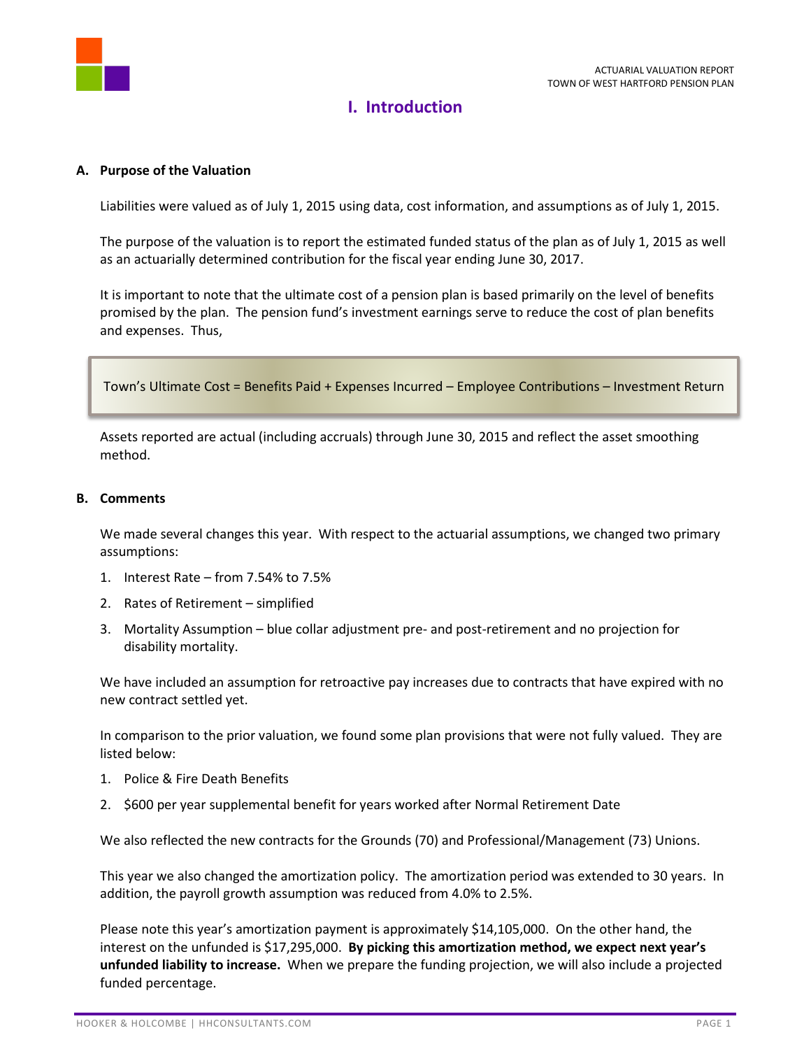# I. Introduction

### A. Purpose of the Valuation

Liabilities were valued as of July 1, 2015 using data, cost information, and assumptions as of July 1, 2015.

The purpose of the valuation is to report the estimated funded status of the plan as of July 1, 2015 as well as an actuarially determined contribution for the fiscal year ending June 30, 2017.

It is important to note that the ultimate cost of a pension plan is based primarily on the level of benefits promised by the plan. The pension fund's investment earnings serve to reduce the cost of plan benefits and expenses. Thus,

> Town's Ultimate Cost = Benefits Paid + Expenses Incurred – Employee Contributions – Investment Return

Assets reported are actual (including accruals) through June 30, 2015 and reflect the asset smoothing method.

### B. Comments

We made several changes this year. With respect to the actuarial assumptions, we changed two primary assumptions:

1. Interest Rate – from 7.54% to 7.5%
2. Rates of Retirement – simplified
3. Mortality Assumption – blue collar adjustment pre- and post-retirement and no projection for disability mortality.

We have included an assumption for retroactive pay increases due to contracts that have expired with no new contract settled yet.

In comparison to the prior valuation, we found some plan provisions that were not fully valued. They are listed below:

1. Police & Fire Death Benefits
2. $600 per year supplemental benefit for years worked after Normal Retirement Date

We also reflected the new contracts for the Grounds (70) and Professional/Management (73) Unions.

This year we also changed the amortization policy. The amortization period was extended to 30 years. In addition, the payroll growth assumption was reduced from 4.0% to 2.5%.

Please note this year's amortization payment is approximately $14,105,000. On the other hand, the interest on the unfunded is $17,295,000. **By picking this amortization method, we expect next year's unfunded liability to increase.** When we prepare the funding projection, we will also include a projected funded percentage.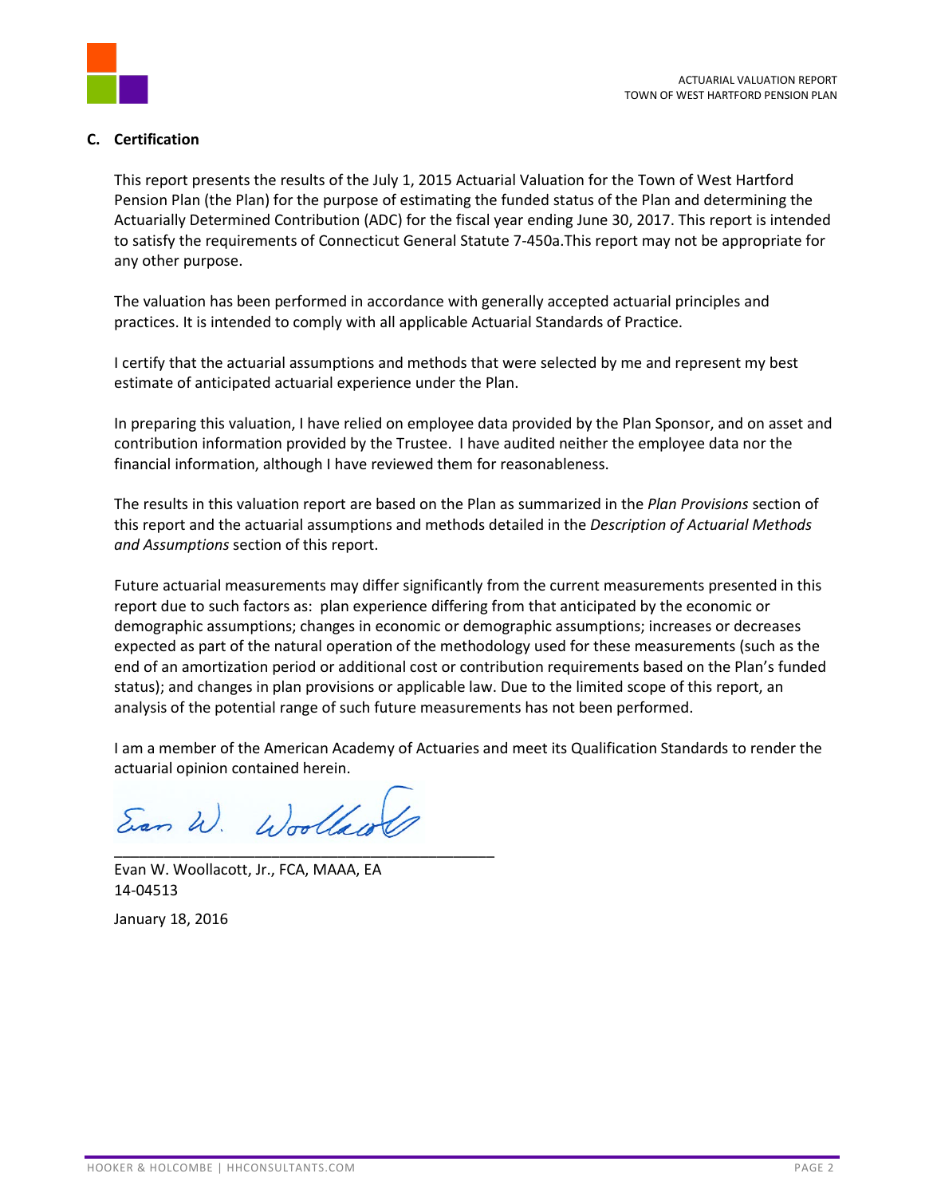## C. Certification

This report presents the results of the July 1, 2015 Actuarial Valuation for the Town of West Hartford Pension Plan (the Plan) for the purpose of estimating the funded status of the Plan and determining the Actuarially Determined Contribution (ADC) for the fiscal year ending June 30, 2017. This report is intended to satisfy the requirements of Connecticut General Statute 7-450a.This report may not be appropriate for any other purpose.

The valuation has been performed in accordance with generally accepted actuarial principles and practices. It is intended to comply with all applicable Actuarial Standards of Practice.

I certify that the actuarial assumptions and methods that were selected by me and represent my best estimate of anticipated actuarial experience under the Plan.

In preparing this valuation, I have relied on employee data provided by the Plan Sponsor, and on asset and contribution information provided by the Trustee. I have audited neither the employee data nor the financial information, although I have reviewed them for reasonableness.

The results in this valuation report are based on the Plan as summarized in the *Plan Provisions* section of this report and the actuarial assumptions and methods detailed in the *Description of Actuarial Methods and Assumptions* section of this report.

Future actuarial measurements may differ significantly from the current measurements presented in this report due to such factors as: plan experience differing from that anticipated by the economic or demographic assumptions; changes in economic or demographic assumptions; increases or decreases expected as part of the natural operation of the methodology used for these measurements (such as the end of an amortization period or additional cost or contribution requirements based on the Plan's funded status); and changes in plan provisions or applicable law. Due to the limited scope of this report, an analysis of the potential range of such future measurements has not been performed.

I am a member of the American Academy of Actuaries and meet its Qualification Standards to render the actuarial opinion contained herein.

Evan W. Woollacott

\_\_\_\_\_\_\_\_\_\_\_\_\_\_\_\_\_\_\_\_\_\_\_\_\_\_\_\_\_\_\_\_\_\_\_\_\_\_\_\_

Evan W. Woollacott, Jr., FCA, MAAA, EA
14-04513

January 18, 2016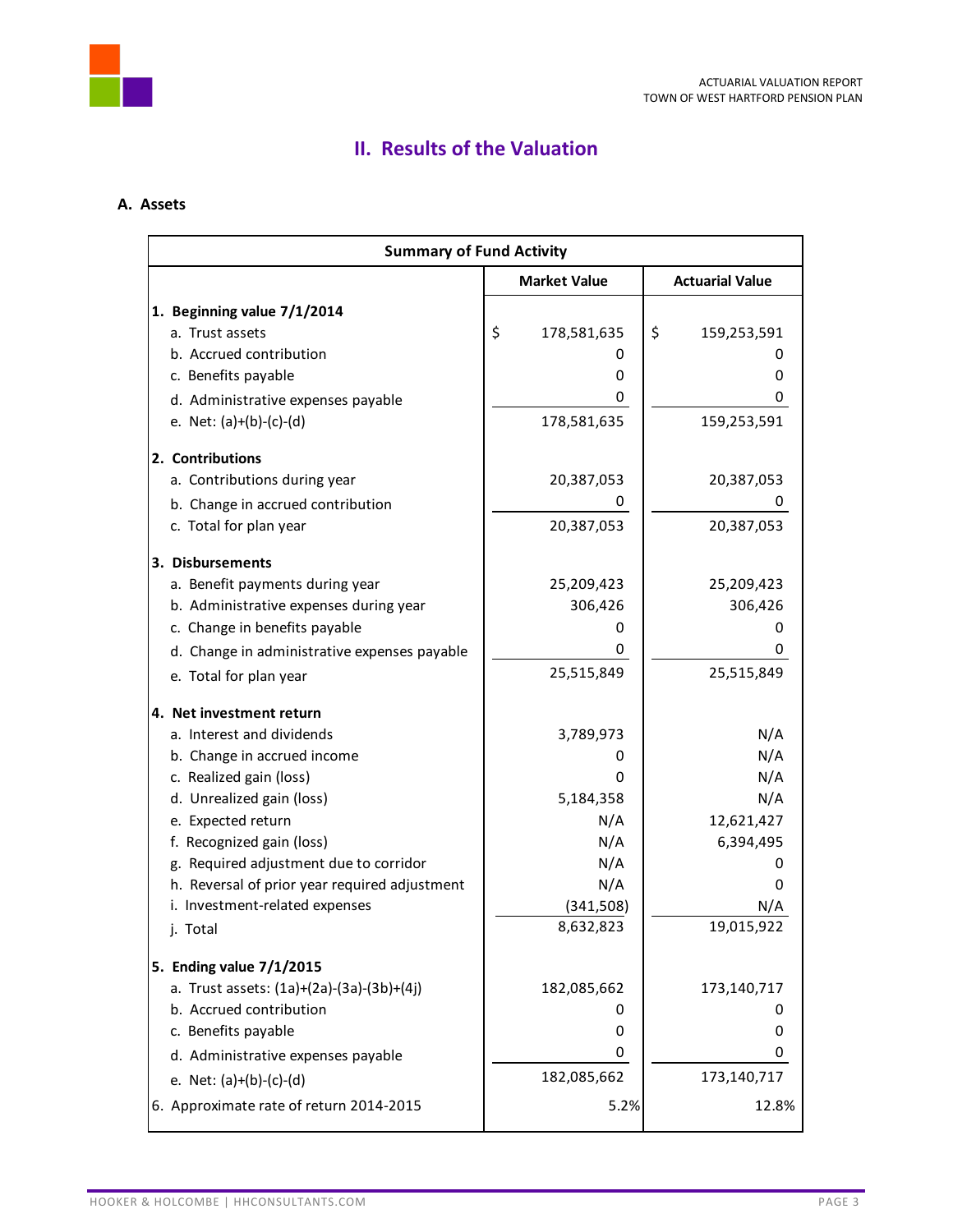## II. Results of the Valuation

### A. Assets

| Summary of Fund Activity | Market Value | Actuarial Value |
|---|---|---|
| **1. Beginning value 7/1/2014** | | |
| a. Trust assets | $ 178,581,635 | $ 159,253,591 |
| b. Accrued contribution | 0 | 0 |
| c. Benefits payable | 0 | 0 |
| d. Administrative expenses payable | 0 | 0 |
| e. Net: (a)+(b)-(c)-(d) | 178,581,635 | 159,253,591 |
| **2. Contributions** | | |
| a. Contributions during year | 20,387,053 | 20,387,053 |
| b. Change in accrued contribution | 0 | 0 |
| c. Total for plan year | 20,387,053 | 20,387,053 |
| **3. Disbursements** | | |
| a. Benefit payments during year | 25,209,423 | 25,209,423 |
| b. Administrative expenses during year | 306,426 | 306,426 |
| c. Change in benefits payable | 0 | 0 |
| d. Change in administrative expenses payable | 0 | 0 |
| e. Total for plan year | 25,515,849 | 25,515,849 |
| **4. Net investment return** | | |
| a. Interest and dividends | 3,789,973 | N/A |
| b. Change in accrued income | 0 | N/A |
| c. Realized gain (loss) | 0 | N/A |
| d. Unrealized gain (loss) | 5,184,358 | N/A |
| e. Expected return | N/A | 12,621,427 |
| f. Recognized gain (loss) | N/A | 6,394,495 |
| g. Required adjustment due to corridor | N/A | 0 |
| h. Reversal of prior year required adjustment | N/A | 0 |
| i. Investment-related expenses | (341,508) | N/A |
| j. Total | 8,632,823 | 19,015,922 |
| **5. Ending value 7/1/2015** | | |
| a. Trust assets: (1a)+(2a)-(3a)-(3b)+(4j) | 182,085,662 | 173,140,717 |
| b. Accrued contribution | 0 | 0 |
| c. Benefits payable | 0 | 0 |
| d. Administrative expenses payable | 0 | 0 |
| e. Net: (a)+(b)-(c)-(d) | 182,085,662 | 173,140,717 |
| 6. Approximate rate of return 2014-2015 | 5.2% | 12.8% |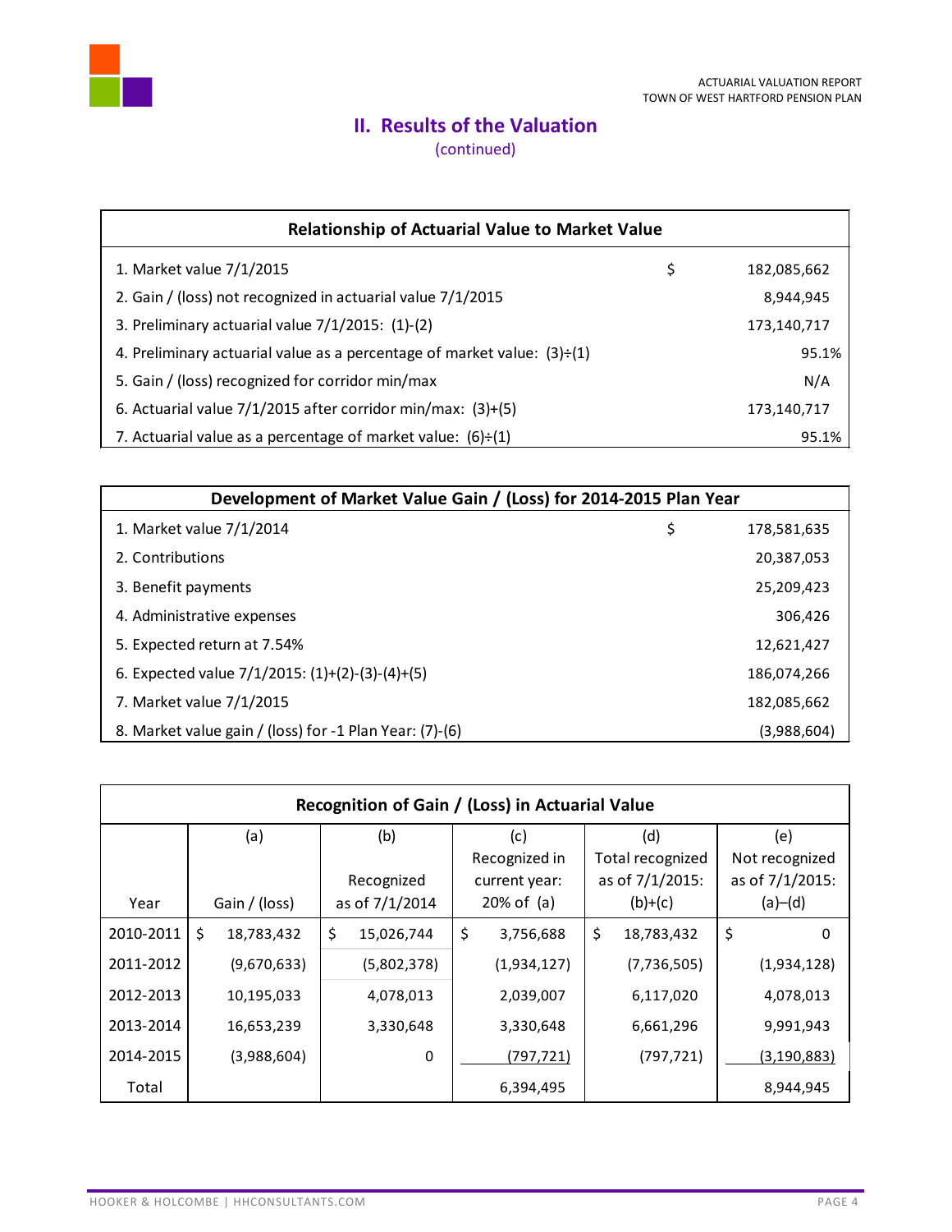## II. Results of the Valuation

(continued)

| Relationship of Actuarial Value to Market Value | | |
|---|---|---|
| 1. Market value 7/1/2015 | $ | 182,085,662 |
| 2. Gain / (loss) not recognized in actuarial value 7/1/2015 | | 8,944,945 |
| 3. Preliminary actuarial value 7/1/2015: (1)-(2) | | 173,140,717 |
| 4. Preliminary actuarial value as a percentage of market value: (3)÷(1) | | 95.1% |
| 5. Gain / (loss) recognized for corridor min/max | | N/A |
| 6. Actuarial value 7/1/2015 after corridor min/max: (3)+(5) | | 173,140,717 |
| 7. Actuarial value as a percentage of market value: (6)÷(1) | | 95.1% |

| Development of Market Value Gain / (Loss) for 2014-2015 Plan Year | | |
|---|---|---|
| 1. Market value 7/1/2014 | $ | 178,581,635 |
| 2. Contributions | | 20,387,053 |
| 3. Benefit payments | | 25,209,423 |
| 4. Administrative expenses | | 306,426 |
| 5. Expected return at 7.54% | | 12,621,427 |
| 6. Expected value 7/1/2015: (1)+(2)-(3)-(4)+(5) | | 186,074,266 |
| 7. Market value 7/1/2015 | | 182,085,662 |
| 8. Market value gain / (loss) for -1 Plan Year: (7)-(6) | | (3,988,604) |

**Recognition of Gain / (Loss) in Actuarial Value**

| Year | (a)<br>Gain / (loss) | (b)<br>Recognized as of 7/1/2014 | (c)<br>Recognized in current year: 20% of (a) | (d)<br>Total recognized as of 7/1/2015: (b)+(c) | (e)<br>Not recognized as of 7/1/2015: (a)–(d) |
|---|---|---|---|---|---|
| 2010-2011 | $ 18,783,432 | $ 15,026,744 | $ 3,756,688 | $ 18,783,432 | $ 0 |
| 2011-2012 | (9,670,633) | (5,802,378) | (1,934,127) | (7,736,505) | (1,934,128) |
| 2012-2013 | 10,195,033 | 4,078,013 | 2,039,007 | 6,117,020 | 4,078,013 |
| 2013-2014 | 16,653,239 | 3,330,648 | 3,330,648 | 6,661,296 | 9,991,943 |
| 2014-2015 | (3,988,604) | 0 | (797,721) | (797,721) | (3,190,883) |
| Total | | | 6,394,495 | | 8,944,945 |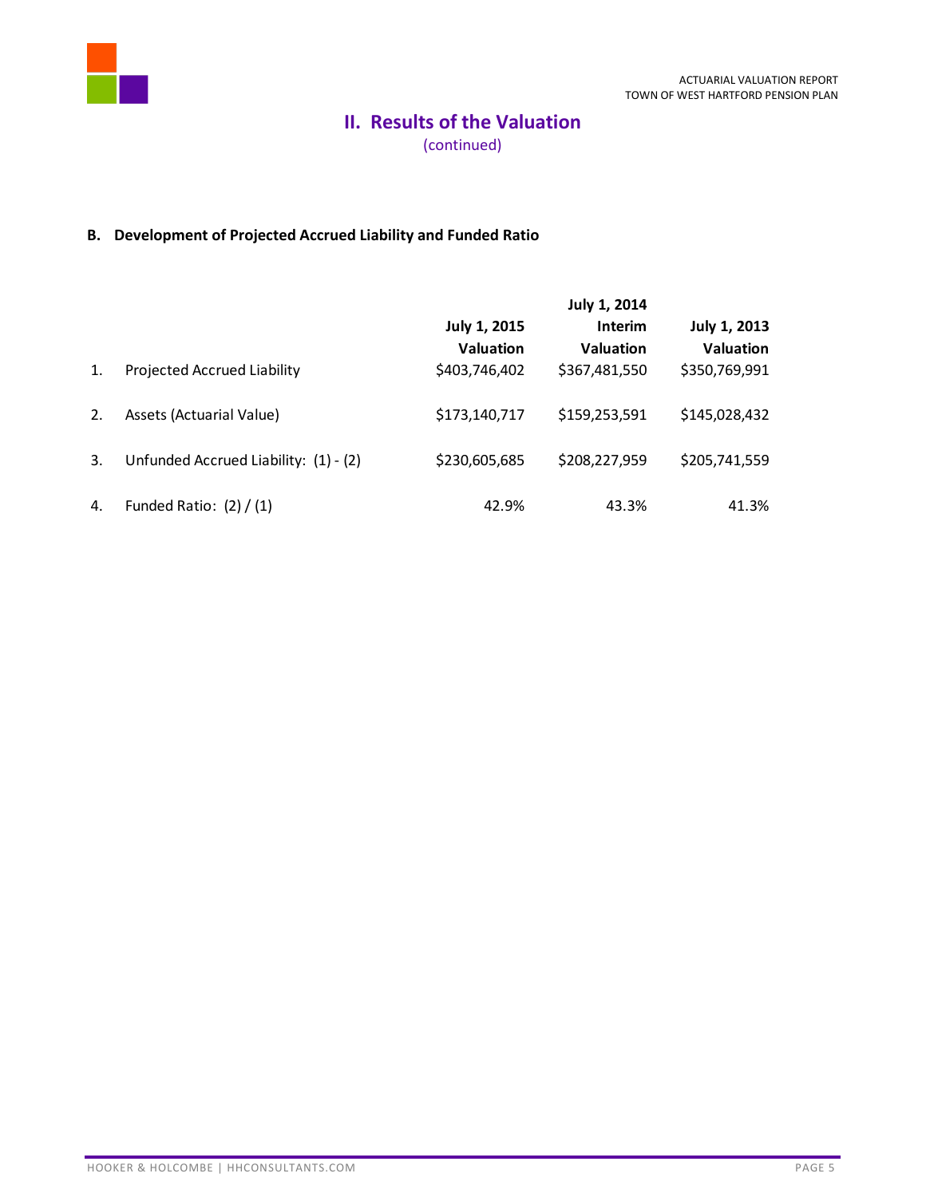## II. Results of the Valuation

(continued)

### B. Development of Projected Accrued Liability and Funded Ratio

| | | July 1, 2015 Valuation | July 1, 2014 Interim Valuation | July 1, 2013 Valuation |
|---|---|---|---|---|
| 1. | Projected Accrued Liability | $403,746,402 | $367,481,550 | $350,769,991 |
| 2. | Assets (Actuarial Value) | $173,140,717 | $159,253,591 | $145,028,432 |
| 3. | Unfunded Accrued Liability: (1) - (2) | $230,605,685 | $208,227,959 | $205,741,559 |
| 4. | Funded Ratio: (2) / (1) | 42.9% | 43.3% | 41.3% |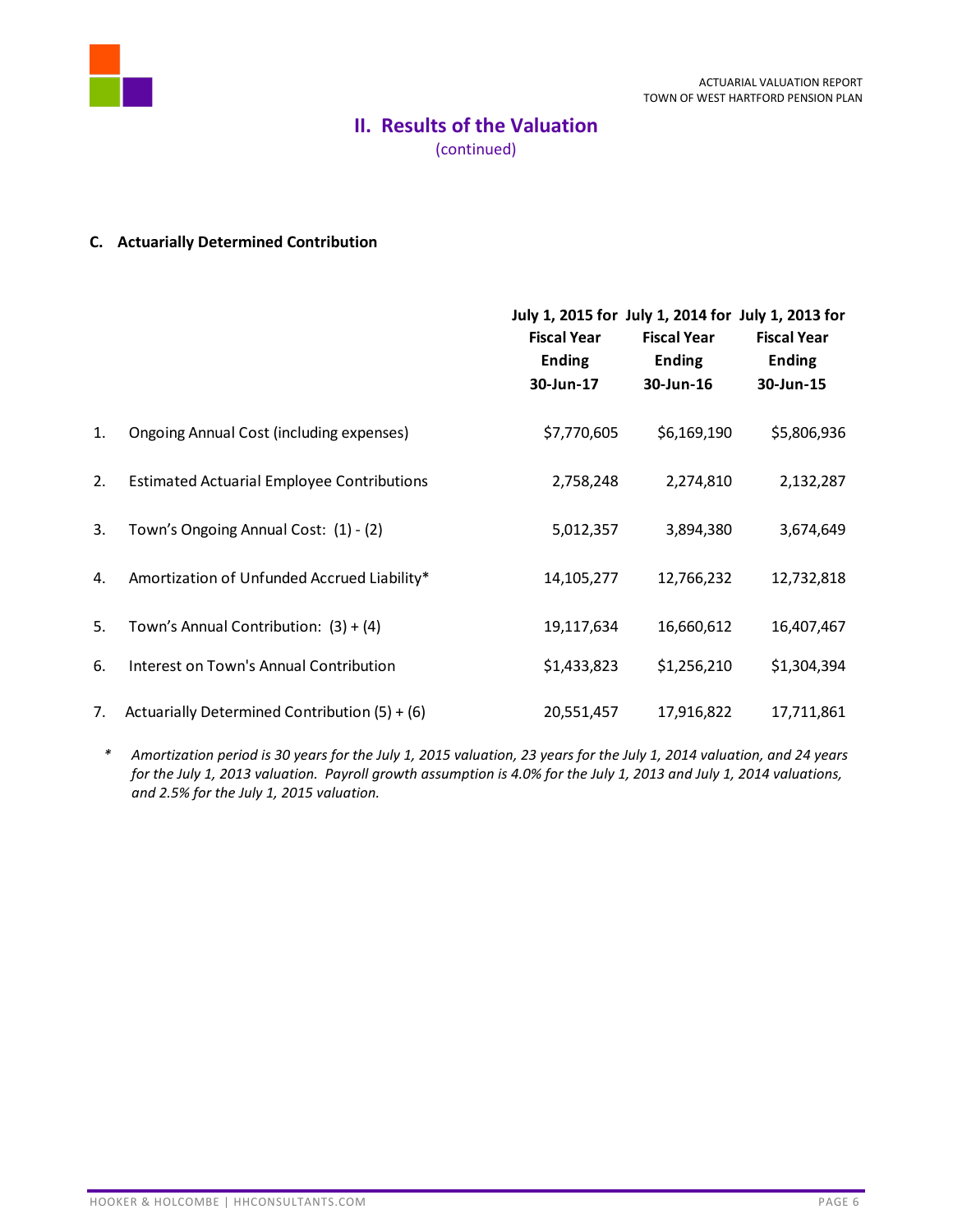## II. Results of the Valuation

(continued)

### C. Actuarially Determined Contribution

| | | July 1, 2015 for Fiscal Year Ending 30-Jun-17 | July 1, 2014 for Fiscal Year Ending 30-Jun-16 | July 1, 2013 for Fiscal Year Ending 30-Jun-15 |
|---|---|---|---|---|
| 1. | Ongoing Annual Cost (including expenses) | $7,770,605 | $6,169,190 | $5,806,936 |
| 2. | Estimated Actuarial Employee Contributions | 2,758,248 | 2,274,810 | 2,132,287 |
| 3. | Town's Ongoing Annual Cost: (1) - (2) | 5,012,357 | 3,894,380 | 3,674,649 |
| 4. | Amortization of Unfunded Accrued Liability* | 14,105,277 | 12,766,232 | 12,732,818 |
| 5. | Town's Annual Contribution: (3) + (4) | 19,117,634 | 16,660,612 | 16,407,467 |
| 6. | Interest on Town's Annual Contribution | $1,433,823 | $1,256,210 | $1,304,394 |
| 7. | Actuarially Determined Contribution (5) + (6) | 20,551,457 | 17,916,822 | 17,711,861 |

\* *Amortization period is 30 years for the July 1, 2015 valuation, 23 years for the July 1, 2014 valuation, and 24 years for the July 1, 2013 valuation. Payroll growth assumption is 4.0% for the July 1, 2013 and July 1, 2014 valuations, and 2.5% for the July 1, 2015 valuation.*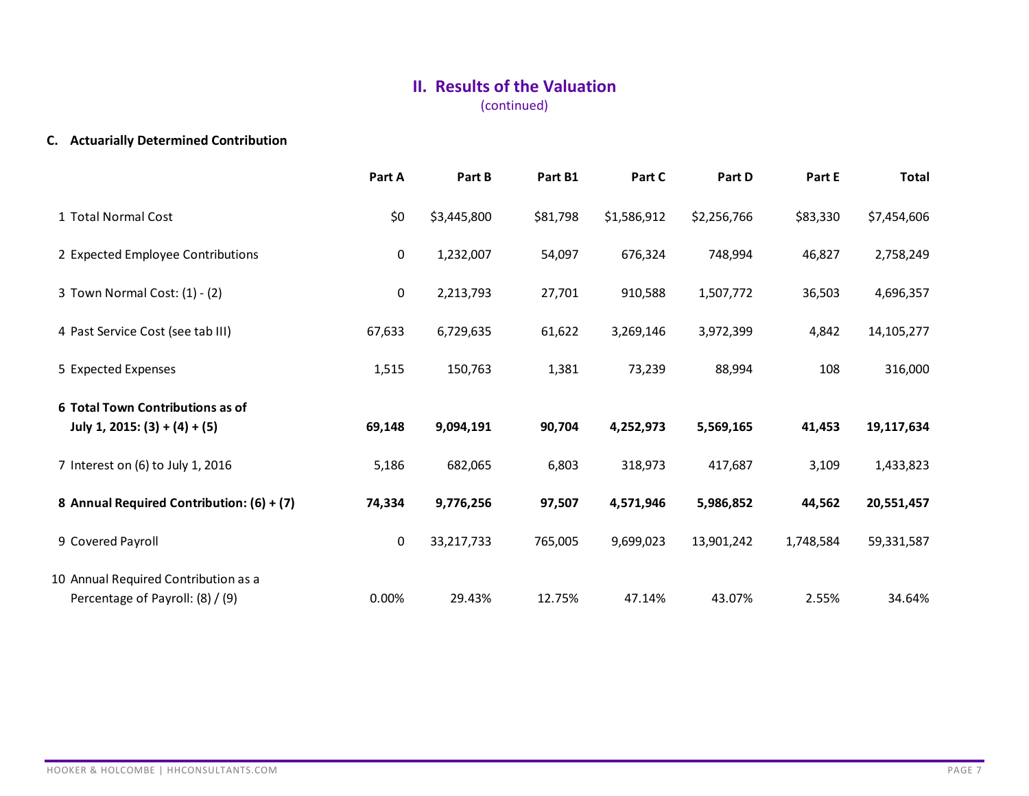## II. Results of the Valuation
(continued)

### C. Actuarially Determined Contribution

| | Part A | Part B | Part B1 | Part C | Part D | Part E | Total |
|---|---|---|---|---|---|---|---|
| 1 Total Normal Cost | $0 | $3,445,800 | $81,798 | $1,586,912 | $2,256,766 | $83,330 | $7,454,606 |
| 2 Expected Employee Contributions | 0 | 1,232,007 | 54,097 | 676,324 | 748,994 | 46,827 | 2,758,249 |
| 3 Town Normal Cost: (1) - (2) | 0 | 2,213,793 | 27,701 | 910,588 | 1,507,772 | 36,503 | 4,696,357 |
| 4 Past Service Cost (see tab III) | 67,633 | 6,729,635 | 61,622 | 3,269,146 | 3,972,399 | 4,842 | 14,105,277 |
| 5 Expected Expenses | 1,515 | 150,763 | 1,381 | 73,239 | 88,994 | 108 | 316,000 |
| **6 Total Town Contributions as of July 1, 2015: (3) + (4) + (5)** | **69,148** | **9,094,191** | **90,704** | **4,252,973** | **5,569,165** | **41,453** | **19,117,634** |
| 7 Interest on (6) to July 1, 2016 | 5,186 | 682,065 | 6,803 | 318,973 | 417,687 | 3,109 | 1,433,823 |
| **8 Annual Required Contribution: (6) + (7)** | **74,334** | **9,776,256** | **97,507** | **4,571,946** | **5,986,852** | **44,562** | **20,551,457** |
| 9 Covered Payroll | 0 | 33,217,733 | 765,005 | 9,699,023 | 13,901,242 | 1,748,584 | 59,331,587 |
| 10 Annual Required Contribution as a Percentage of Payroll: (8) / (9) | 0.00% | 29.43% | 12.75% | 47.14% | 43.07% | 2.55% | 34.64% |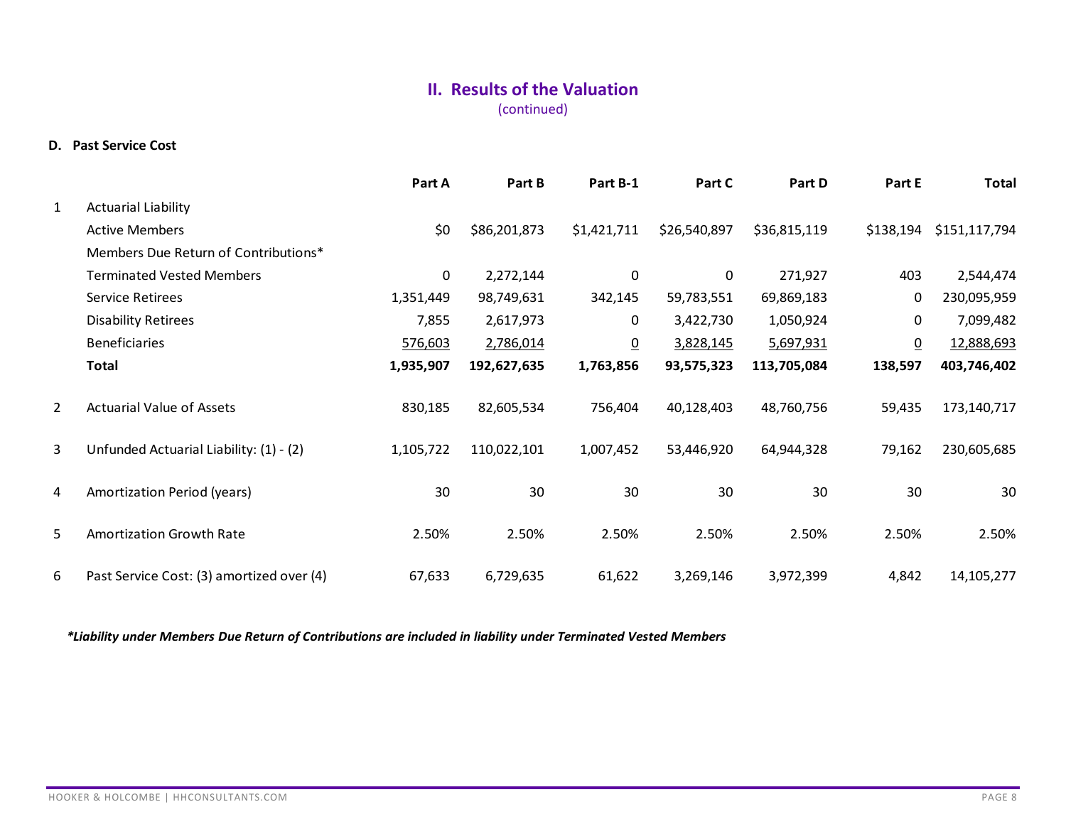## II. Results of the Valuation
(continued)

### D. Past Service Cost

| | | Part A | Part B | Part B-1 | Part C | Part D | Part E | Total |
|---|---|---|---|---|---|---|---|---|
| 1 | Actuarial Liability | | | | | | | |
| | Active Members | $0 | $86,201,873 | $1,421,711 | $26,540,897 | $36,815,119 | $138,194 | $151,117,794 |
| | Members Due Return of Contributions* | | | | | | | |
| | Terminated Vested Members | 0 | 2,272,144 | 0 | 0 | 271,927 | 403 | 2,544,474 |
| | Service Retirees | 1,351,449 | 98,749,631 | 342,145 | 59,783,551 | 69,869,183 | 0 | 230,095,959 |
| | Disability Retirees | 7,855 | 2,617,973 | 0 | 3,422,730 | 1,050,924 | 0 | 7,099,482 |
| | Beneficiaries | 576,603 | 2,786,014 | 0 | 3,828,145 | 5,697,931 | 0 | 12,888,693 |
| | **Total** | **1,935,907** | **192,627,635** | **1,763,856** | **93,575,323** | **113,705,084** | **138,597** | **403,746,402** |
| 2 | Actuarial Value of Assets | 830,185 | 82,605,534 | 756,404 | 40,128,403 | 48,760,756 | 59,435 | 173,140,717 |
| 3 | Unfunded Actuarial Liability: (1) - (2) | 1,105,722 | 110,022,101 | 1,007,452 | 53,446,920 | 64,944,328 | 79,162 | 230,605,685 |
| 4 | Amortization Period (years) | 30 | 30 | 30 | 30 | 30 | 30 | 30 |
| 5 | Amortization Growth Rate | 2.50% | 2.50% | 2.50% | 2.50% | 2.50% | 2.50% | 2.50% |
| 6 | Past Service Cost: (3) amortized over (4) | 67,633 | 6,729,635 | 61,622 | 3,269,146 | 3,972,399 | 4,842 | 14,105,277 |

***Liability under Members Due Return of Contributions are included in liability under Terminated Vested Members***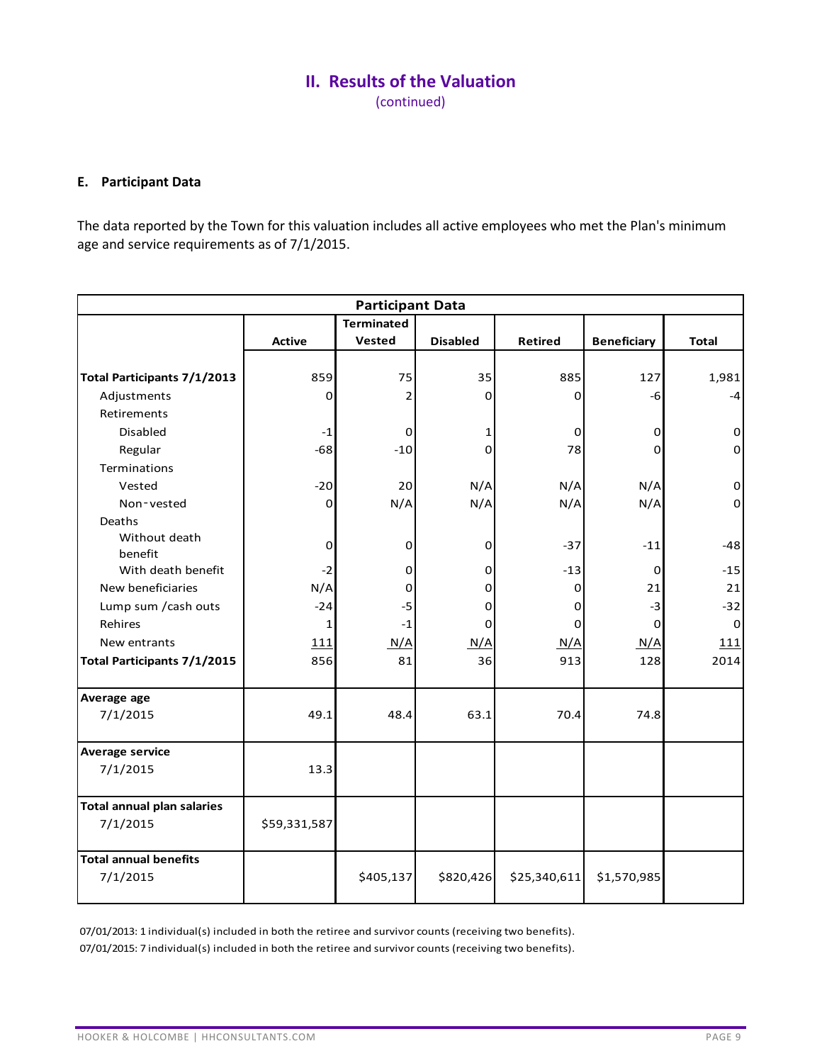## II. Results of the Valuation

(continued)

### E. Participant Data

The data reported by the Town for this valuation includes all active employees who met the Plan's minimum age and service requirements as of 7/1/2015.

| Participant Data | | | | | | |
|---|---|---|---|---|---|---|
| | Active | Terminated Vested | Disabled | Retired | Beneficiary | Total |
| **Total Participants 7/1/2013** | 859 | 75 | 35 | 885 | 127 | 1,981 |
| Adjustments | 0 | 2 | 0 | 0 | -6 | -4 |
| Retirements | | | | | | |
| Disabled | -1 | 0 | 1 | 0 | 0 | 0 |
| Regular | -68 | -10 | 0 | 78 | 0 | 0 |
| Terminations | | | | | | |
| Vested | -20 | 20 | N/A | N/A | N/A | 0 |
| Non-vested | 0 | N/A | N/A | N/A | N/A | 0 |
| Deaths | | | | | | |
| Without death benefit | 0 | 0 | 0 | -37 | -11 | -48 |
| With death benefit | -2 | 0 | 0 | -13 | 0 | -15 |
| New beneficiaries | N/A | 0 | 0 | 0 | 21 | 21 |
| Lump sum /cash outs | -24 | -5 | 0 | 0 | -3 | -32 |
| Rehires | 1 | -1 | 0 | 0 | 0 | 0 |
| New entrants | 111 | N/A | N/A | N/A | N/A | 111 |
| **Total Participants 7/1/2015** | 856 | 81 | 36 | 913 | 128 | 2014 |
| **Average age** | | | | | | |
| 7/1/2015 | 49.1 | 48.4 | 63.1 | 70.4 | 74.8 | |
| **Average service** | | | | | | |
| 7/1/2015 | 13.3 | | | | | |
| **Total annual plan salaries** | | | | | | |
| 7/1/2015 | $59,331,587 | | | | | |
| **Total annual benefits** | | | | | | |
| 7/1/2015 | | $405,137 | $820,426 | $25,340,611 | $1,570,985 | |

07/01/2013: 1 individual(s) included in both the retiree and survivor counts (receiving two benefits).

07/01/2015: 7 individual(s) included in both the retiree and survivor counts (receiving two benefits).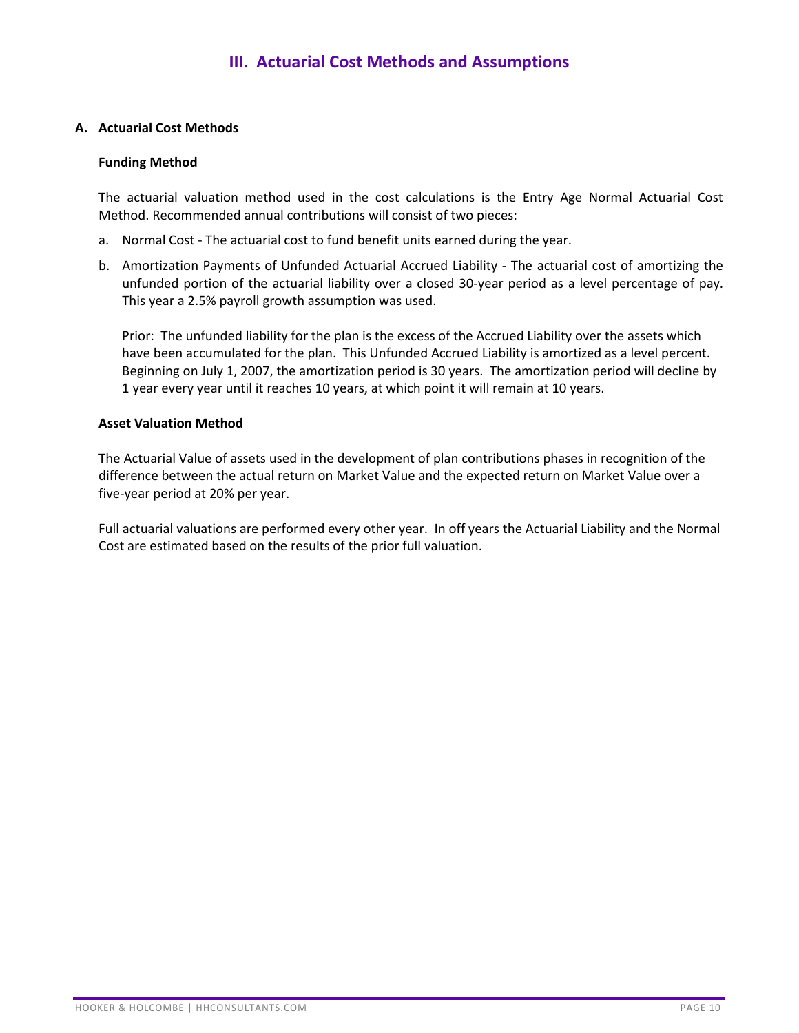# III. Actuarial Cost Methods and Assumptions

## A. Actuarial Cost Methods

### Funding Method

The actuarial valuation method used in the cost calculations is the Entry Age Normal Actuarial Cost Method. Recommended annual contributions will consist of two pieces:

a. Normal Cost - The actuarial cost to fund benefit units earned during the year.

b. Amortization Payments of Unfunded Actuarial Accrued Liability - The actuarial cost of amortizing the unfunded portion of the actuarial liability over a closed 30-year period as a level percentage of pay. This year a 2.5% payroll growth assumption was used.

   Prior: The unfunded liability for the plan is the excess of the Accrued Liability over the assets which have been accumulated for the plan. This Unfunded Accrued Liability is amortized as a level percent. Beginning on July 1, 2007, the amortization period is 30 years. The amortization period will decline by 1 year every year until it reaches 10 years, at which point it will remain at 10 years.

### Asset Valuation Method

The Actuarial Value of assets used in the development of plan contributions phases in recognition of the difference between the actual return on Market Value and the expected return on Market Value over a five-year period at 20% per year.

Full actuarial valuations are performed every other year. In off years the Actuarial Liability and the Normal Cost are estimated based on the results of the prior full valuation.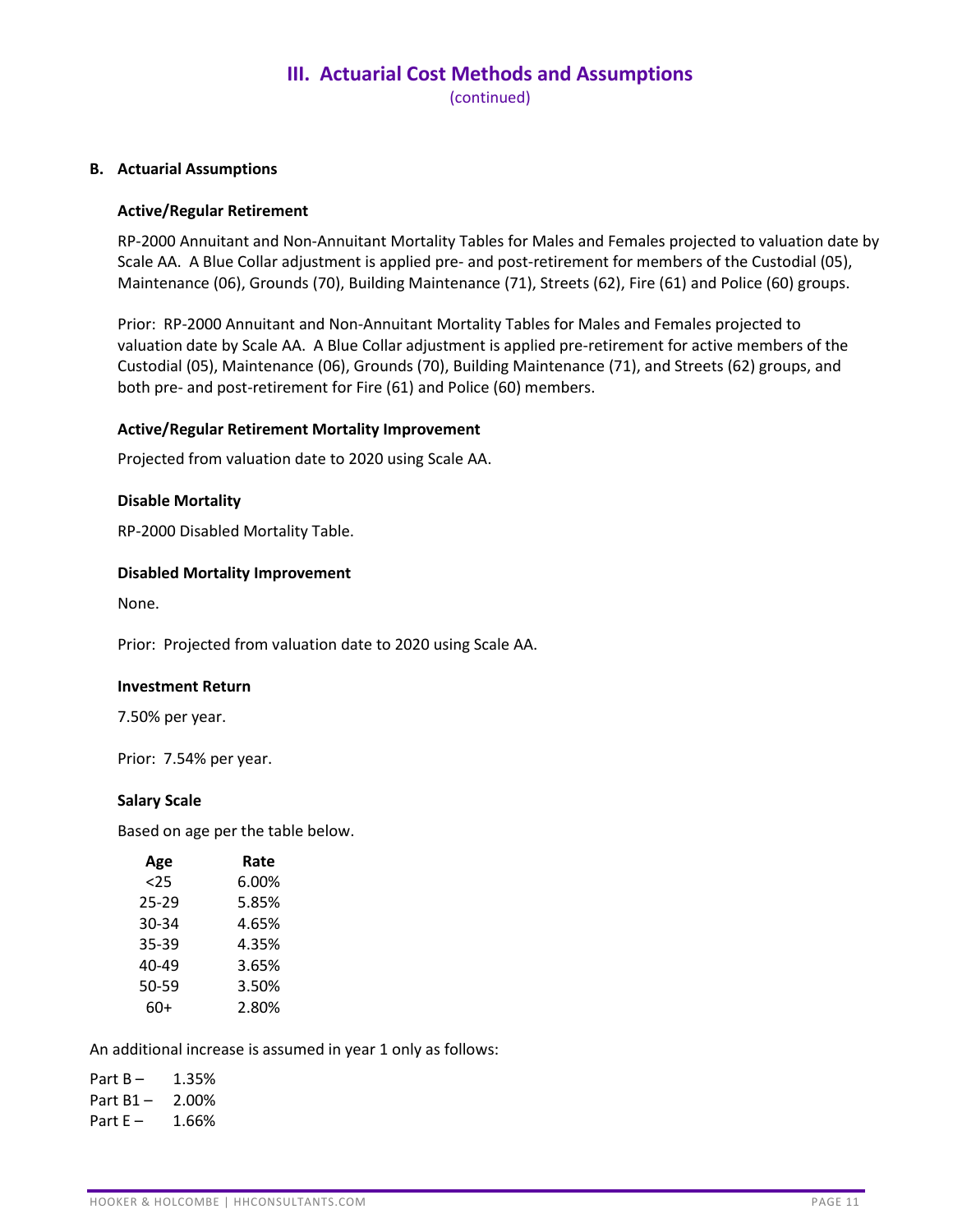# III. Actuarial Cost Methods and Assumptions

(continued)

**B. Actuarial Assumptions**

**Active/Regular Retirement**

RP-2000 Annuitant and Non-Annuitant Mortality Tables for Males and Females projected to valuation date by Scale AA. A Blue Collar adjustment is applied pre- and post-retirement for members of the Custodial (05), Maintenance (06), Grounds (70), Building Maintenance (71), Streets (62), Fire (61) and Police (60) groups.

Prior: RP-2000 Annuitant and Non-Annuitant Mortality Tables for Males and Females projected to valuation date by Scale AA. A Blue Collar adjustment is applied pre-retirement for active members of the Custodial (05), Maintenance (06), Grounds (70), Building Maintenance (71), and Streets (62) groups, and both pre- and post-retirement for Fire (61) and Police (60) members.

**Active/Regular Retirement Mortality Improvement**

Projected from valuation date to 2020 using Scale AA.

**Disable Mortality**

RP-2000 Disabled Mortality Table.

**Disabled Mortality Improvement**

None.

Prior: Projected from valuation date to 2020 using Scale AA.

**Investment Return**

7.50% per year.

Prior: 7.54% per year.

**Salary Scale**

Based on age per the table below.

| Age | Rate |
|---|---|
| <25 | 6.00% |
| 25-29 | 5.85% |
| 30-34 | 4.65% |
| 35-39 | 4.35% |
| 40-49 | 3.65% |
| 50-59 | 3.50% |
| 60+ | 2.80% |

An additional increase is assumed in year 1 only as follows:

Part B – 1.35%
Part B1 – 2.00%
Part E – 1.66%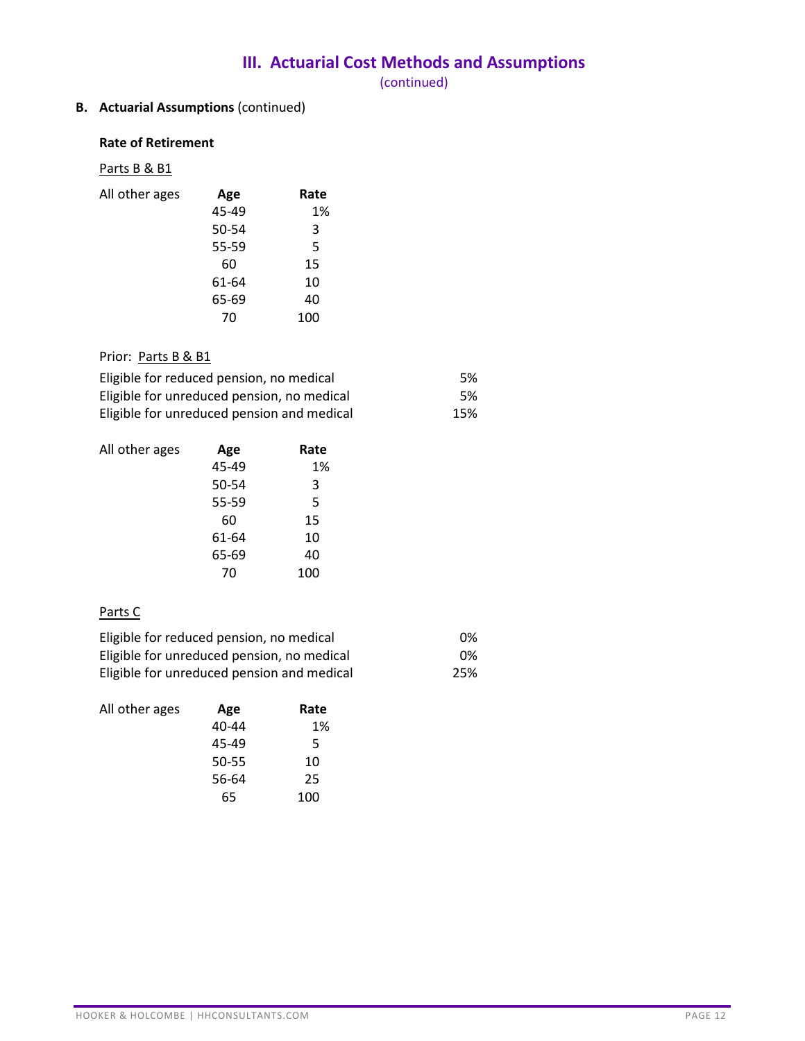## III. Actuarial Cost Methods and Assumptions

(continued)

**B. Actuarial Assumptions** (continued)

**Rate of Retirement**

Parts B & B1

All other ages

| Age | Rate |
|---|---|
| 45-49 | 1% |
| 50-54 | 3 |
| 55-59 | 5 |
| 60 | 15 |
| 61-64 | 10 |
| 65-69 | 40 |
| 70 | 100 |

Prior: Parts B & B1

| | |
|---|---|
| Eligible for reduced pension, no medical | 5% |
| Eligible for unreduced pension, no medical | 5% |
| Eligible for unreduced pension and medical | 15% |

All other ages

| Age | Rate |
|---|---|
| 45-49 | 1% |
| 50-54 | 3 |
| 55-59 | 5 |
| 60 | 15 |
| 61-64 | 10 |
| 65-69 | 40 |
| 70 | 100 |

Parts C

| | |
|---|---|
| Eligible for reduced pension, no medical | 0% |
| Eligible for unreduced pension, no medical | 0% |
| Eligible for unreduced pension and medical | 25% |

All other ages

| Age | Rate |
|---|---|
| 40-44 | 1% |
| 45-49 | 5 |
| 50-55 | 10 |
| 56-64 | 25 |
| 65 | 100 |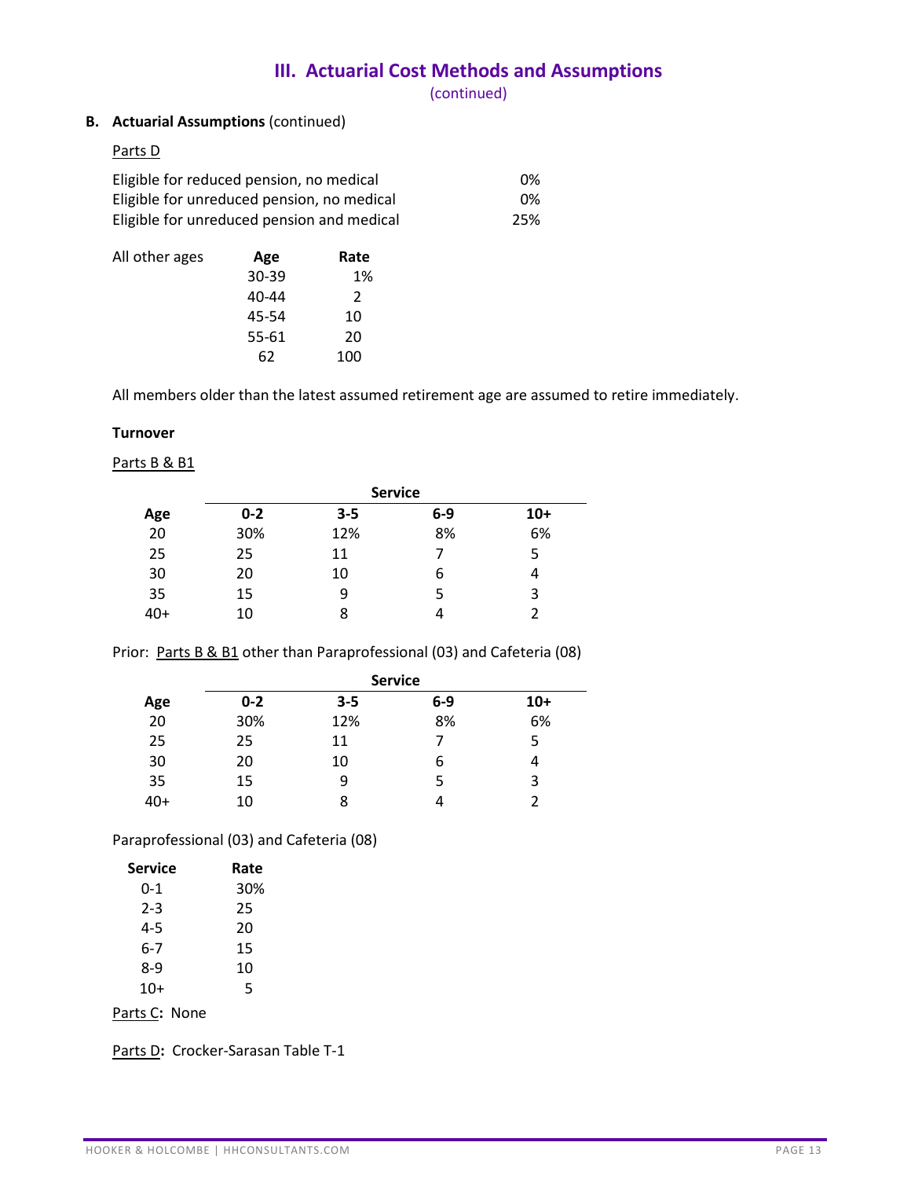## III. Actuarial Cost Methods and Assumptions

(continued)

**B. Actuarial Assumptions** (continued)

Parts D

| | |
|---|---|
| Eligible for reduced pension, no medical | 0% |
| Eligible for unreduced pension, no medical | 0% |
| Eligible for unreduced pension and medical | 25% |

All other ages

| Age | Rate |
|---|---|
| 30-39 | 1% |
| 40-44 | 2 |
| 45-54 | 10 |
| 55-61 | 20 |
| 62 | 100 |

All members older than the latest assumed retirement age are assumed to retire immediately.

**Turnover**

Parts B & B1

| | Service | | | |
|---|---|---|---|---|
| **Age** | **0-2** | **3-5** | **6-9** | **10+** |
| 20 | 30% | 12% | 8% | 6% |
| 25 | 25 | 11 | 7 | 5 |
| 30 | 20 | 10 | 6 | 4 |
| 35 | 15 | 9 | 5 | 3 |
| 40+ | 10 | 8 | 4 | 2 |

Prior: Parts B & B1 other than Paraprofessional (03) and Cafeteria (08)

| | Service | | | |
|---|---|---|---|---|
| **Age** | **0-2** | **3-5** | **6-9** | **10+** |
| 20 | 30% | 12% | 8% | 6% |
| 25 | 25 | 11 | 7 | 5 |
| 30 | 20 | 10 | 6 | 4 |
| 35 | 15 | 9 | 5 | 3 |
| 40+ | 10 | 8 | 4 | 2 |

Paraprofessional (03) and Cafeteria (08)

| Service | Rate |
|---|---|
| 0-1 | 30% |
| 2-3 | 25 |
| 4-5 | 20 |
| 6-7 | 15 |
| 8-9 | 10 |
| 10+ | 5 |

Parts C**:** None

Parts D**:** Crocker-Sarasan Table T-1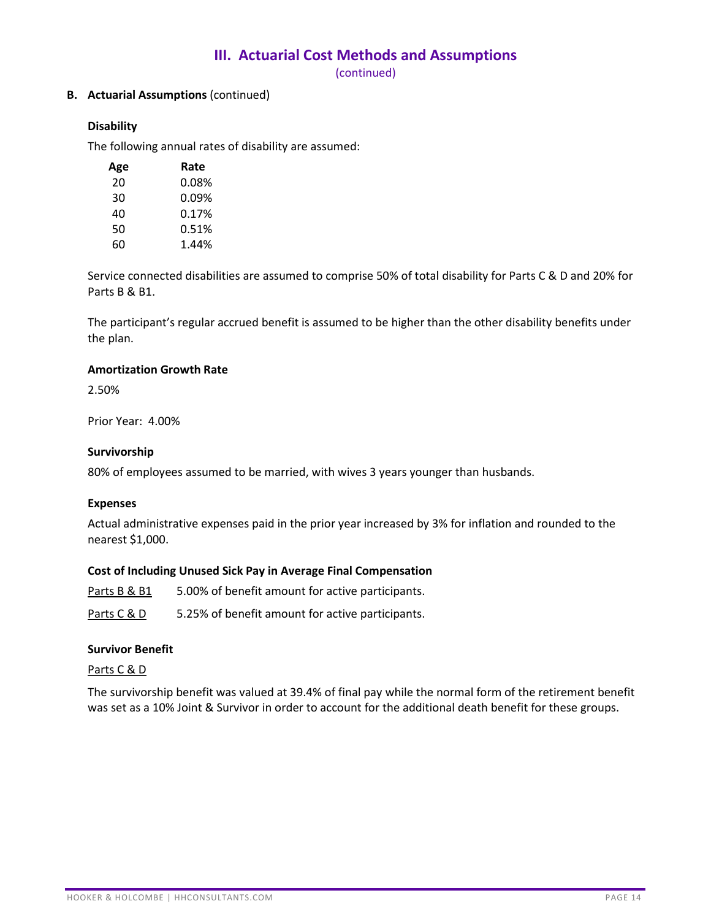## III. Actuarial Cost Methods and Assumptions

(continued)

**B. Actuarial Assumptions** (continued)

**Disability**

The following annual rates of disability are assumed:

| Age | Rate |
|---|---|
| 20 | 0.08% |
| 30 | 0.09% |
| 40 | 0.17% |
| 50 | 0.51% |
| 60 | 1.44% |

Service connected disabilities are assumed to comprise 50% of total disability for Parts C & D and 20% for Parts B & B1.

The participant's regular accrued benefit is assumed to be higher than the other disability benefits under the plan.

**Amortization Growth Rate**

2.50%

Prior Year: 4.00%

**Survivorship**

80% of employees assumed to be married, with wives 3 years younger than husbands.

**Expenses**

Actual administrative expenses paid in the prior year increased by 3% for inflation and rounded to the nearest $1,000.

**Cost of Including Unused Sick Pay in Average Final Compensation**

Parts B & B1 5.00% of benefit amount for active participants.

Parts C & D 5.25% of benefit amount for active participants.

**Survivor Benefit**

Parts C & D

The survivorship benefit was valued at 39.4% of final pay while the normal form of the retirement benefit was set as a 10% Joint & Survivor in order to account for the additional death benefit for these groups.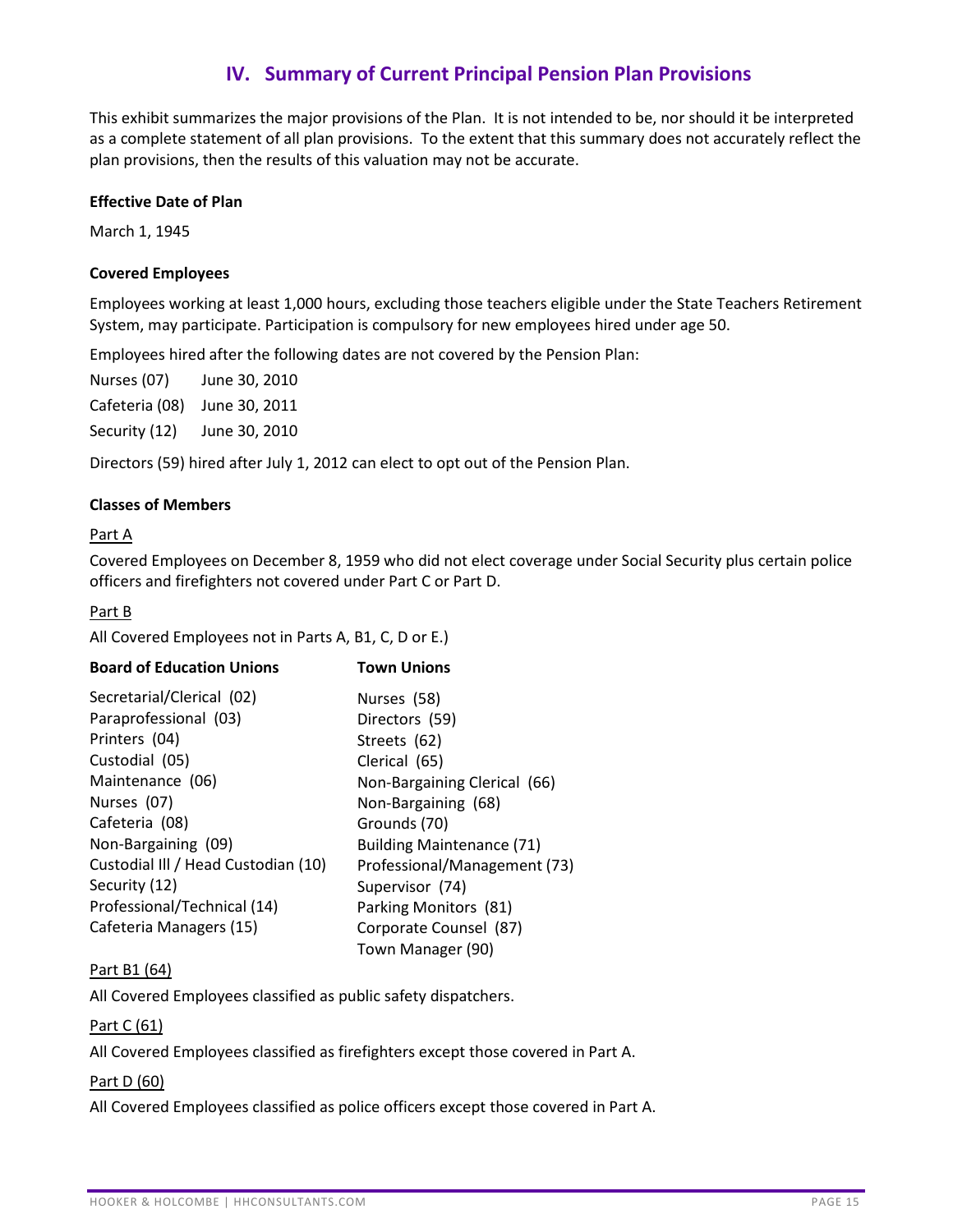## IV. Summary of Current Principal Pension Plan Provisions

This exhibit summarizes the major provisions of the Plan. It is not intended to be, nor should it be interpreted as a complete statement of all plan provisions. To the extent that this summary does not accurately reflect the plan provisions, then the results of this valuation may not be accurate.

**Effective Date of Plan**

March 1, 1945

**Covered Employees**

Employees working at least 1,000 hours, excluding those teachers eligible under the State Teachers Retirement System, may participate. Participation is compulsory for new employees hired under age 50.

Employees hired after the following dates are not covered by the Pension Plan:

Nurses (07) June 30, 2010

Cafeteria (08) June 30, 2011

Security (12) June 30, 2010

Directors (59) hired after July 1, 2012 can elect to opt out of the Pension Plan.

**Classes of Members**

Part A

Covered Employees on December 8, 1959 who did not elect coverage under Social Security plus certain police officers and firefighters not covered under Part C or Part D.

Part B

All Covered Employees not in Parts A, B1, C, D or E.)

| **Board of Education Unions** | **Town Unions** |
|---|---|
| Secretarial/Clerical (02) | Nurses (58) |
| Paraprofessional (03) | Directors (59) |
| Printers (04) | Streets (62) |
| Custodial (05) | Clerical (65) |
| Maintenance (06) | Non-Bargaining Clerical (66) |
| Nurses (07) | Non-Bargaining (68) |
| Cafeteria (08) | Grounds (70) |
| Non-Bargaining (09) | Building Maintenance (71) |
| Custodial III / Head Custodian (10) | Professional/Management (73) |
| Security (12) | Supervisor (74) |
| Professional/Technical (14) | Parking Monitors (81) |
| Cafeteria Managers (15) | Corporate Counsel (87) |
| | Town Manager (90) |

Part B1 (64)

All Covered Employees classified as public safety dispatchers.

Part C (61)

All Covered Employees classified as firefighters except those covered in Part A.

Part D (60)

All Covered Employees classified as police officers except those covered in Part A.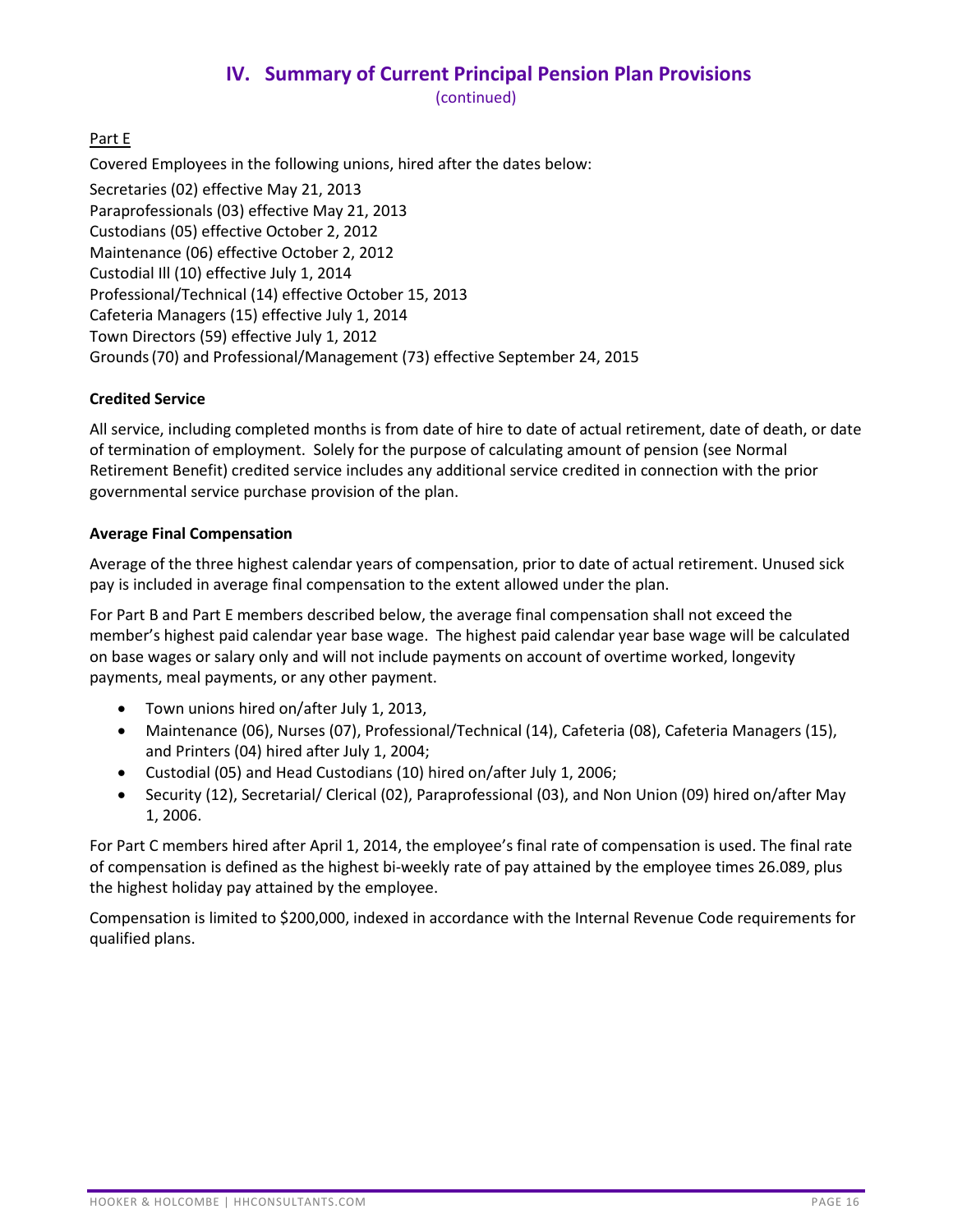## IV. Summary of Current Principal Pension Plan Provisions

(continued)

Part E

Covered Employees in the following unions, hired after the dates below:

Secretaries (02) effective May 21, 2013
Paraprofessionals (03) effective May 21, 2013
Custodians (05) effective October 2, 2012
Maintenance (06) effective October 2, 2012
Custodial III (10) effective July 1, 2014
Professional/Technical (14) effective October 15, 2013
Cafeteria Managers (15) effective July 1, 2014
Town Directors (59) effective July 1, 2012
Grounds (70) and Professional/Management (73) effective September 24, 2015

**Credited Service**

All service, including completed months is from date of hire to date of actual retirement, date of death, or date of termination of employment. Solely for the purpose of calculating amount of pension (see Normal Retirement Benefit) credited service includes any additional service credited in connection with the prior governmental service purchase provision of the plan.

**Average Final Compensation**

Average of the three highest calendar years of compensation, prior to date of actual retirement. Unused sick pay is included in average final compensation to the extent allowed under the plan.

For Part B and Part E members described below, the average final compensation shall not exceed the member's highest paid calendar year base wage. The highest paid calendar year base wage will be calculated on base wages or salary only and will not include payments on account of overtime worked, longevity payments, meal payments, or any other payment.

- Town unions hired on/after July 1, 2013,
- Maintenance (06), Nurses (07), Professional/Technical (14), Cafeteria (08), Cafeteria Managers (15), and Printers (04) hired after July 1, 2004;
- Custodial (05) and Head Custodians (10) hired on/after July 1, 2006;
- Security (12), Secretarial/ Clerical (02), Paraprofessional (03), and Non Union (09) hired on/after May 1, 2006.

For Part C members hired after April 1, 2014, the employee's final rate of compensation is used. The final rate of compensation is defined as the highest bi-weekly rate of pay attained by the employee times 26.089, plus the highest holiday pay attained by the employee.

Compensation is limited to $200,000, indexed in accordance with the Internal Revenue Code requirements for qualified plans.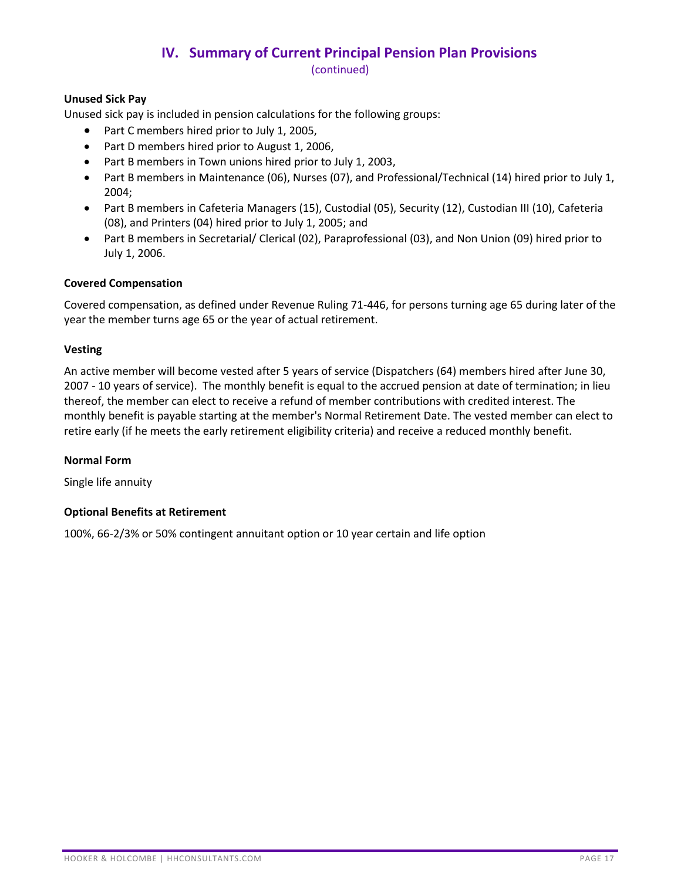## IV. Summary of Current Principal Pension Plan Provisions

(continued)

**Unused Sick Pay**

Unused sick pay is included in pension calculations for the following groups:

- Part C members hired prior to July 1, 2005,
- Part D members hired prior to August 1, 2006,
- Part B members in Town unions hired prior to July 1, 2003,
- Part B members in Maintenance (06), Nurses (07), and Professional/Technical (14) hired prior to July 1, 2004;
- Part B members in Cafeteria Managers (15), Custodial (05), Security (12), Custodian III (10), Cafeteria (08), and Printers (04) hired prior to July 1, 2005; and
- Part B members in Secretarial/ Clerical (02), Paraprofessional (03), and Non Union (09) hired prior to July 1, 2006.

**Covered Compensation**

Covered compensation, as defined under Revenue Ruling 71-446, for persons turning age 65 during later of the year the member turns age 65 or the year of actual retirement.

**Vesting**

An active member will become vested after 5 years of service (Dispatchers (64) members hired after June 30, 2007 - 10 years of service). The monthly benefit is equal to the accrued pension at date of termination; in lieu thereof, the member can elect to receive a refund of member contributions with credited interest. The monthly benefit is payable starting at the member's Normal Retirement Date. The vested member can elect to retire early (if he meets the early retirement eligibility criteria) and receive a reduced monthly benefit.

**Normal Form**

Single life annuity

**Optional Benefits at Retirement**

100%, 66-2/3% or 50% contingent annuitant option or 10 year certain and life option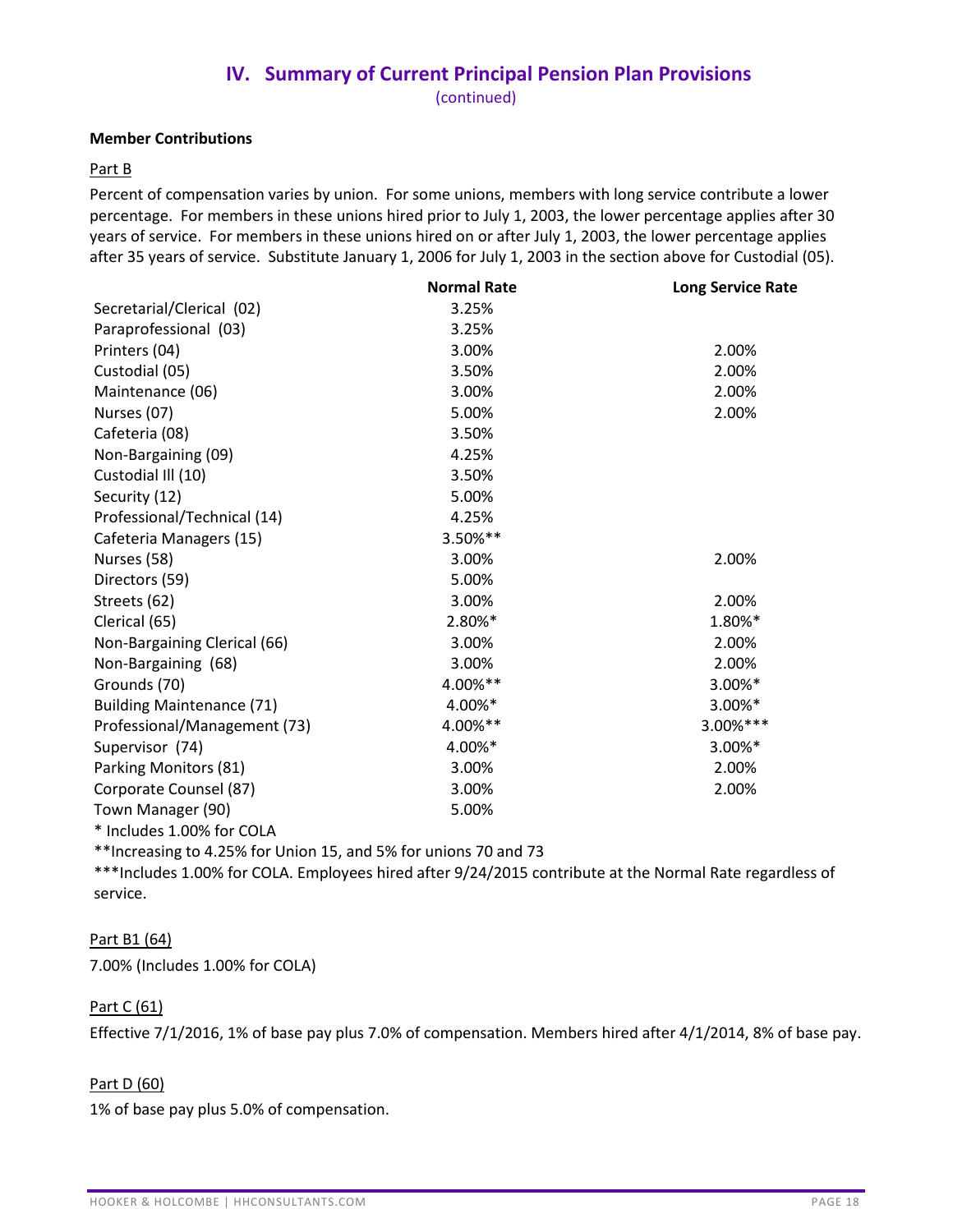# IV. Summary of Current Principal Pension Plan Provisions

(continued)

**Member Contributions**

Part B

Percent of compensation varies by union. For some unions, members with long service contribute a lower percentage. For members in these unions hired prior to July 1, 2003, the lower percentage applies after 30 years of service. For members in these unions hired on or after July 1, 2003, the lower percentage applies after 35 years of service. Substitute January 1, 2006 for July 1, 2003 in the section above for Custodial (05).

| | Normal Rate | Long Service Rate |
|---|---|---|
| Secretarial/Clerical (02) | 3.25% | |
| Paraprofessional (03) | 3.25% | |
| Printers (04) | 3.00% | 2.00% |
| Custodial (05) | 3.50% | 2.00% |
| Maintenance (06) | 3.00% | 2.00% |
| Nurses (07) | 5.00% | 2.00% |
| Cafeteria (08) | 3.50% | |
| Non-Bargaining (09) | 4.25% | |
| Custodial III (10) | 3.50% | |
| Security (12) | 5.00% | |
| Professional/Technical (14) | 4.25% | |
| Cafeteria Managers (15) | 3.50%** | |
| Nurses (58) | 3.00% | 2.00% |
| Directors (59) | 5.00% | |
| Streets (62) | 3.00% | 2.00% |
| Clerical (65) | 2.80%* | 1.80%* |
| Non-Bargaining Clerical (66) | 3.00% | 2.00% |
| Non-Bargaining (68) | 3.00% | 2.00% |
| Grounds (70) | 4.00%** | 3.00%* |
| Building Maintenance (71) | 4.00%* | 3.00%* |
| Professional/Management (73) | 4.00%** | 3.00%*** |
| Supervisor (74) | 4.00%* | 3.00%* |
| Parking Monitors (81) | 3.00% | 2.00% |
| Corporate Counsel (87) | 3.00% | 2.00% |
| Town Manager (90) | 5.00% | |

\* Includes 1.00% for COLA

**Increasing to 4.25% for Union 15, and 5% for unions 70 and 73

***Includes 1.00% for COLA. Employees hired after 9/24/2015 contribute at the Normal Rate regardless of service.

Part B1 (64)

7.00% (Includes 1.00% for COLA)

Part C (61)

Effective 7/1/2016, 1% of base pay plus 7.0% of compensation. Members hired after 4/1/2014, 8% of base pay.

Part D (60)

1% of base pay plus 5.0% of compensation.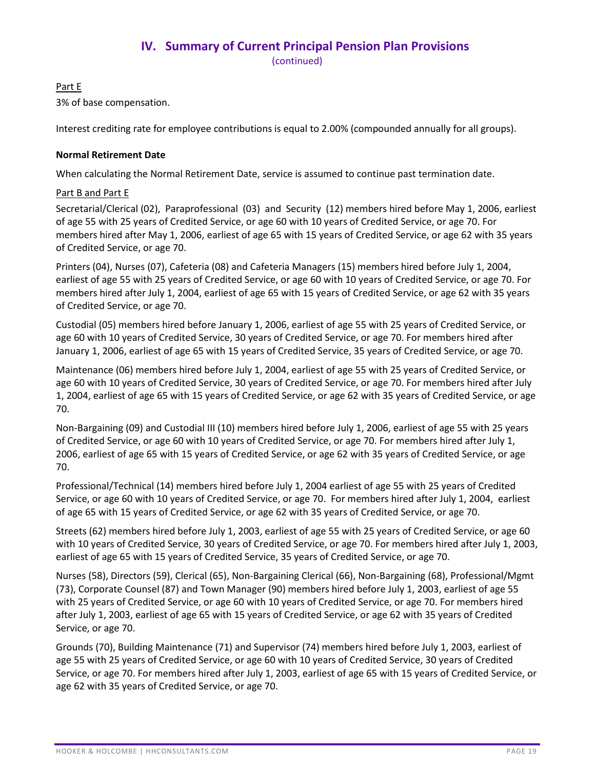## IV. Summary of Current Principal Pension Plan Provisions

(continued)

Part E

3% of base compensation.

Interest crediting rate for employee contributions is equal to 2.00% (compounded annually for all groups).

**Normal Retirement Date**

When calculating the Normal Retirement Date, service is assumed to continue past termination date.

Part B and Part E

Secretarial/Clerical (02), Paraprofessional (03) and Security (12) members hired before May 1, 2006, earliest of age 55 with 25 years of Credited Service, or age 60 with 10 years of Credited Service, or age 70. For members hired after May 1, 2006, earliest of age 65 with 15 years of Credited Service, or age 62 with 35 years of Credited Service, or age 70.

Printers (04), Nurses (07), Cafeteria (08) and Cafeteria Managers (15) members hired before July 1, 2004, earliest of age 55 with 25 years of Credited Service, or age 60 with 10 years of Credited Service, or age 70. For members hired after July 1, 2004, earliest of age 65 with 15 years of Credited Service, or age 62 with 35 years of Credited Service, or age 70.

Custodial (05) members hired before January 1, 2006, earliest of age 55 with 25 years of Credited Service, or age 60 with 10 years of Credited Service, 30 years of Credited Service, or age 70. For members hired after January 1, 2006, earliest of age 65 with 15 years of Credited Service, 35 years of Credited Service, or age 70.

Maintenance (06) members hired before July 1, 2004, earliest of age 55 with 25 years of Credited Service, or age 60 with 10 years of Credited Service, 30 years of Credited Service, or age 70. For members hired after July 1, 2004, earliest of age 65 with 15 years of Credited Service, or age 62 with 35 years of Credited Service, or age 70.

Non-Bargaining (09) and Custodial III (10) members hired before July 1, 2006, earliest of age 55 with 25 years of Credited Service, or age 60 with 10 years of Credited Service, or age 70. For members hired after July 1, 2006, earliest of age 65 with 15 years of Credited Service, or age 62 with 35 years of Credited Service, or age 70.

Professional/Technical (14) members hired before July 1, 2004 earliest of age 55 with 25 years of Credited Service, or age 60 with 10 years of Credited Service, or age 70. For members hired after July 1, 2004, earliest of age 65 with 15 years of Credited Service, or age 62 with 35 years of Credited Service, or age 70.

Streets (62) members hired before July 1, 2003, earliest of age 55 with 25 years of Credited Service, or age 60 with 10 years of Credited Service, 30 years of Credited Service, or age 70. For members hired after July 1, 2003, earliest of age 65 with 15 years of Credited Service, 35 years of Credited Service, or age 70.

Nurses (58), Directors (59), Clerical (65), Non-Bargaining Clerical (66), Non-Bargaining (68), Professional/Mgmt (73), Corporate Counsel (87) and Town Manager (90) members hired before July 1, 2003, earliest of age 55 with 25 years of Credited Service, or age 60 with 10 years of Credited Service, or age 70. For members hired after July 1, 2003, earliest of age 65 with 15 years of Credited Service, or age 62 with 35 years of Credited Service, or age 70.

Grounds (70), Building Maintenance (71) and Supervisor (74) members hired before July 1, 2003, earliest of age 55 with 25 years of Credited Service, or age 60 with 10 years of Credited Service, 30 years of Credited Service, or age 70. For members hired after July 1, 2003, earliest of age 65 with 15 years of Credited Service, or age 62 with 35 years of Credited Service, or age 70.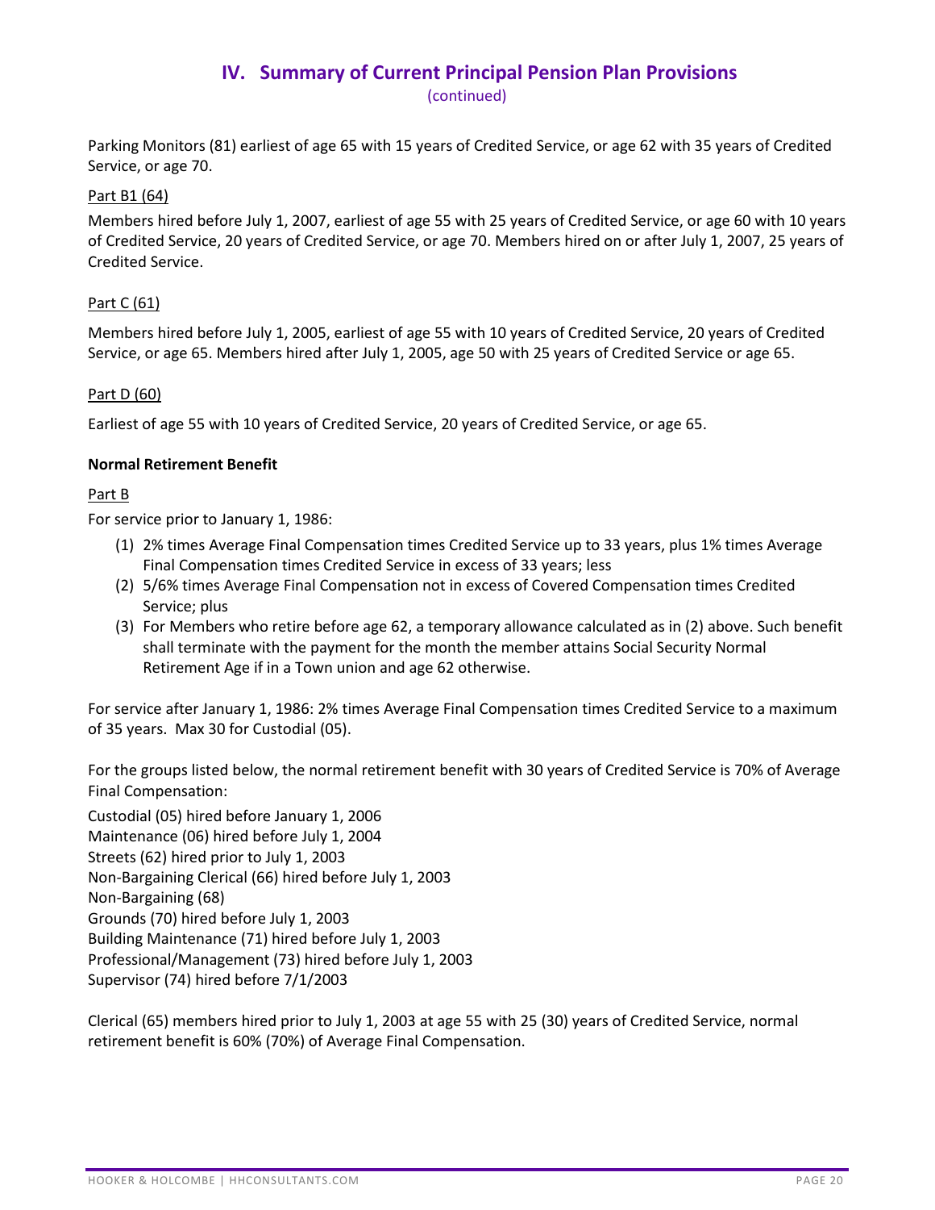## IV. Summary of Current Principal Pension Plan Provisions

(continued)

Parking Monitors (81) earliest of age 65 with 15 years of Credited Service, or age 62 with 35 years of Credited Service, or age 70.

Part B1 (64)

Members hired before July 1, 2007, earliest of age 55 with 25 years of Credited Service, or age 60 with 10 years of Credited Service, 20 years of Credited Service, or age 70. Members hired on or after July 1, 2007, 25 years of Credited Service.

Part C (61)

Members hired before July 1, 2005, earliest of age 55 with 10 years of Credited Service, 20 years of Credited Service, or age 65. Members hired after July 1, 2005, age 50 with 25 years of Credited Service or age 65.

Part D (60)

Earliest of age 55 with 10 years of Credited Service, 20 years of Credited Service, or age 65.

**Normal Retirement Benefit**

Part B

For service prior to January 1, 1986:

(1) 2% times Average Final Compensation times Credited Service up to 33 years, plus 1% times Average Final Compensation times Credited Service in excess of 33 years; less
(2) 5/6% times Average Final Compensation not in excess of Covered Compensation times Credited Service; plus
(3) For Members who retire before age 62, a temporary allowance calculated as in (2) above. Such benefit shall terminate with the payment for the month the member attains Social Security Normal Retirement Age if in a Town union and age 62 otherwise.

For service after January 1, 1986: 2% times Average Final Compensation times Credited Service to a maximum of 35 years. Max 30 for Custodial (05).

For the groups listed below, the normal retirement benefit with 30 years of Credited Service is 70% of Average Final Compensation:

Custodial (05) hired before January 1, 2006
Maintenance (06) hired before July 1, 2004
Streets (62) hired prior to July 1, 2003
Non-Bargaining Clerical (66) hired before July 1, 2003
Non-Bargaining (68)
Grounds (70) hired before July 1, 2003
Building Maintenance (71) hired before July 1, 2003
Professional/Management (73) hired before July 1, 2003
Supervisor (74) hired before 7/1/2003

Clerical (65) members hired prior to July 1, 2003 at age 55 with 25 (30) years of Credited Service, normal retirement benefit is 60% (70%) of Average Final Compensation.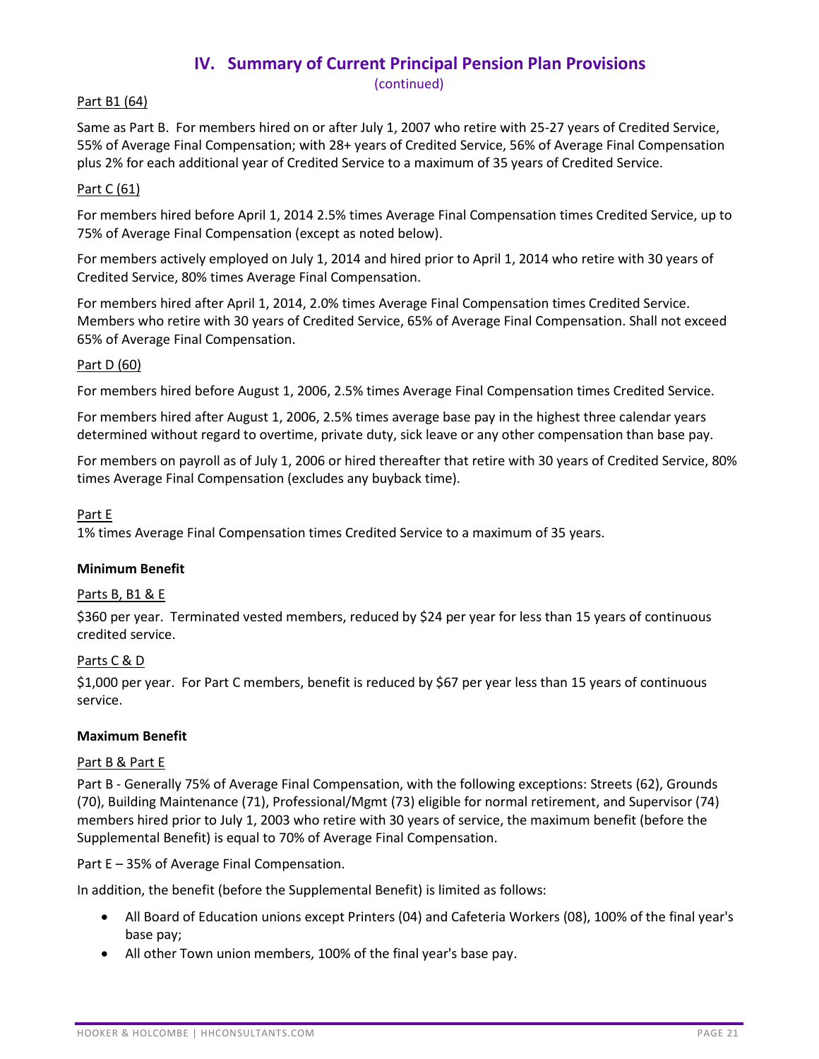## IV. Summary of Current Principal Pension Plan Provisions

(continued)

Part B1 (64)

Same as Part B. For members hired on or after July 1, 2007 who retire with 25-27 years of Credited Service, 55% of Average Final Compensation; with 28+ years of Credited Service, 56% of Average Final Compensation plus 2% for each additional year of Credited Service to a maximum of 35 years of Credited Service.

Part C (61)

For members hired before April 1, 2014 2.5% times Average Final Compensation times Credited Service, up to 75% of Average Final Compensation (except as noted below).

For members actively employed on July 1, 2014 and hired prior to April 1, 2014 who retire with 30 years of Credited Service, 80% times Average Final Compensation.

For members hired after April 1, 2014, 2.0% times Average Final Compensation times Credited Service. Members who retire with 30 years of Credited Service, 65% of Average Final Compensation. Shall not exceed 65% of Average Final Compensation.

Part D (60)

For members hired before August 1, 2006, 2.5% times Average Final Compensation times Credited Service.

For members hired after August 1, 2006, 2.5% times average base pay in the highest three calendar years determined without regard to overtime, private duty, sick leave or any other compensation than base pay.

For members on payroll as of July 1, 2006 or hired thereafter that retire with 30 years of Credited Service, 80% times Average Final Compensation (excludes any buyback time).

Part E

1% times Average Final Compensation times Credited Service to a maximum of 35 years.

**Minimum Benefit**

Parts B, B1 & E

$360 per year. Terminated vested members, reduced by $24 per year for less than 15 years of continuous credited service.

Parts C & D

$1,000 per year. For Part C members, benefit is reduced by $67 per year less than 15 years of continuous service.

**Maximum Benefit**

Part B & Part E

Part B - Generally 75% of Average Final Compensation, with the following exceptions: Streets (62), Grounds (70), Building Maintenance (71), Professional/Mgmt (73) eligible for normal retirement, and Supervisor (74) members hired prior to July 1, 2003 who retire with 30 years of service, the maximum benefit (before the Supplemental Benefit) is equal to 70% of Average Final Compensation.

Part E – 35% of Average Final Compensation.

In addition, the benefit (before the Supplemental Benefit) is limited as follows:

- All Board of Education unions except Printers (04) and Cafeteria Workers (08), 100% of the final year's base pay;
- All other Town union members, 100% of the final year's base pay.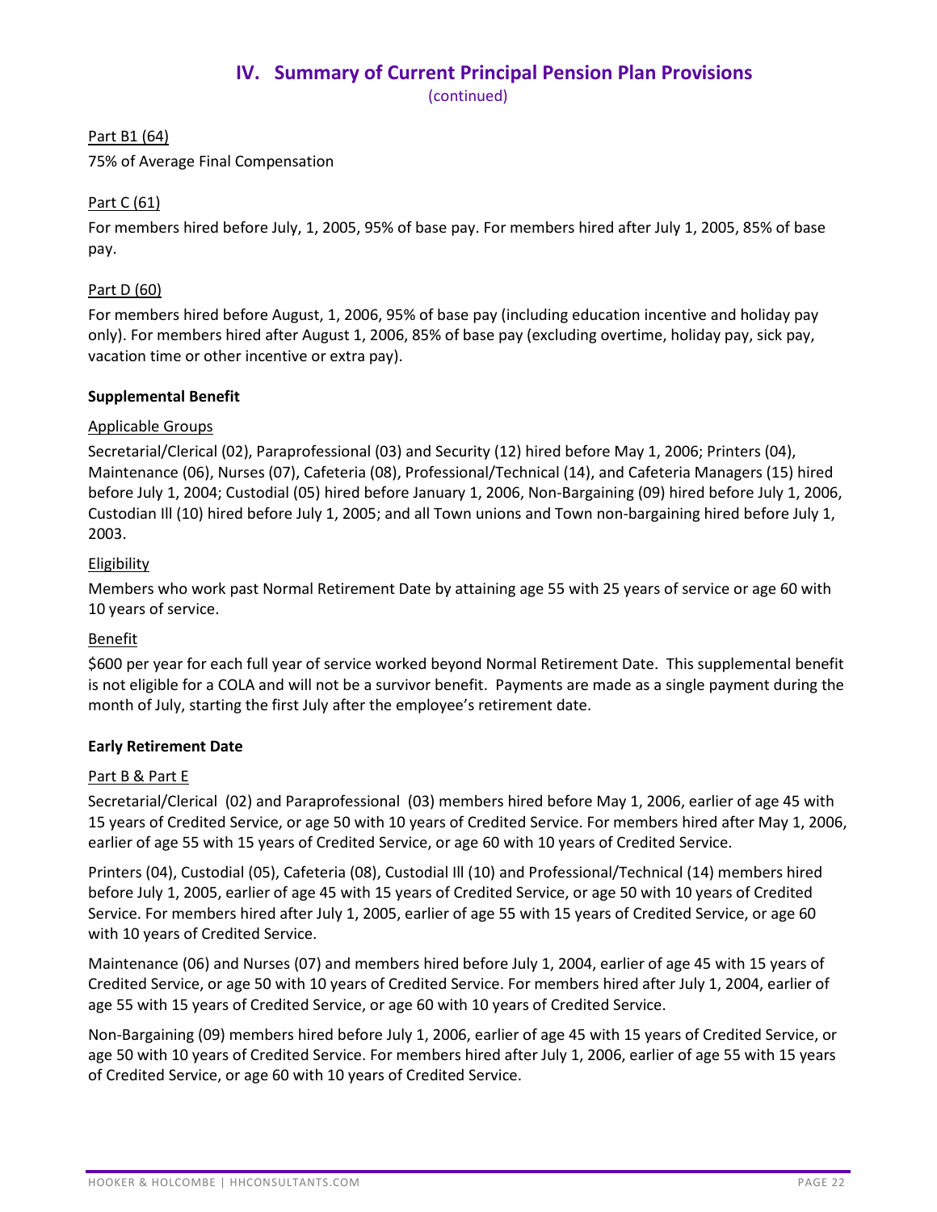## IV. Summary of Current Principal Pension Plan Provisions

(continued)

Part B1 (64)

75% of Average Final Compensation

Part C (61)

For members hired before July, 1, 2005, 95% of base pay. For members hired after July 1, 2005, 85% of base pay.

Part D (60)

For members hired before August, 1, 2006, 95% of base pay (including education incentive and holiday pay only). For members hired after August 1, 2006, 85% of base pay (excluding overtime, holiday pay, sick pay, vacation time or other incentive or extra pay).

**Supplemental Benefit**

Applicable Groups

Secretarial/Clerical (02), Paraprofessional (03) and Security (12) hired before May 1, 2006; Printers (04), Maintenance (06), Nurses (07), Cafeteria (08), Professional/Technical (14), and Cafeteria Managers (15) hired before July 1, 2004; Custodial (05) hired before January 1, 2006, Non-Bargaining (09) hired before July 1, 2006, Custodian III (10) hired before July 1, 2005; and all Town unions and Town non-bargaining hired before July 1, 2003.

Eligibility

Members who work past Normal Retirement Date by attaining age 55 with 25 years of service or age 60 with 10 years of service.

Benefit

$600 per year for each full year of service worked beyond Normal Retirement Date. This supplemental benefit is not eligible for a COLA and will not be a survivor benefit. Payments are made as a single payment during the month of July, starting the first July after the employee's retirement date.

**Early Retirement Date**

Part B & Part E

Secretarial/Clerical (02) and Paraprofessional (03) members hired before May 1, 2006, earlier of age 45 with 15 years of Credited Service, or age 50 with 10 years of Credited Service. For members hired after May 1, 2006, earlier of age 55 with 15 years of Credited Service, or age 60 with 10 years of Credited Service.

Printers (04), Custodial (05), Cafeteria (08), Custodial III (10) and Professional/Technical (14) members hired before July 1, 2005, earlier of age 45 with 15 years of Credited Service, or age 50 with 10 years of Credited Service. For members hired after July 1, 2005, earlier of age 55 with 15 years of Credited Service, or age 60 with 10 years of Credited Service.

Maintenance (06) and Nurses (07) and members hired before July 1, 2004, earlier of age 45 with 15 years of Credited Service, or age 50 with 10 years of Credited Service. For members hired after July 1, 2004, earlier of age 55 with 15 years of Credited Service, or age 60 with 10 years of Credited Service.

Non-Bargaining (09) members hired before July 1, 2006, earlier of age 45 with 15 years of Credited Service, or age 50 with 10 years of Credited Service. For members hired after July 1, 2006, earlier of age 55 with 15 years of Credited Service, or age 60 with 10 years of Credited Service.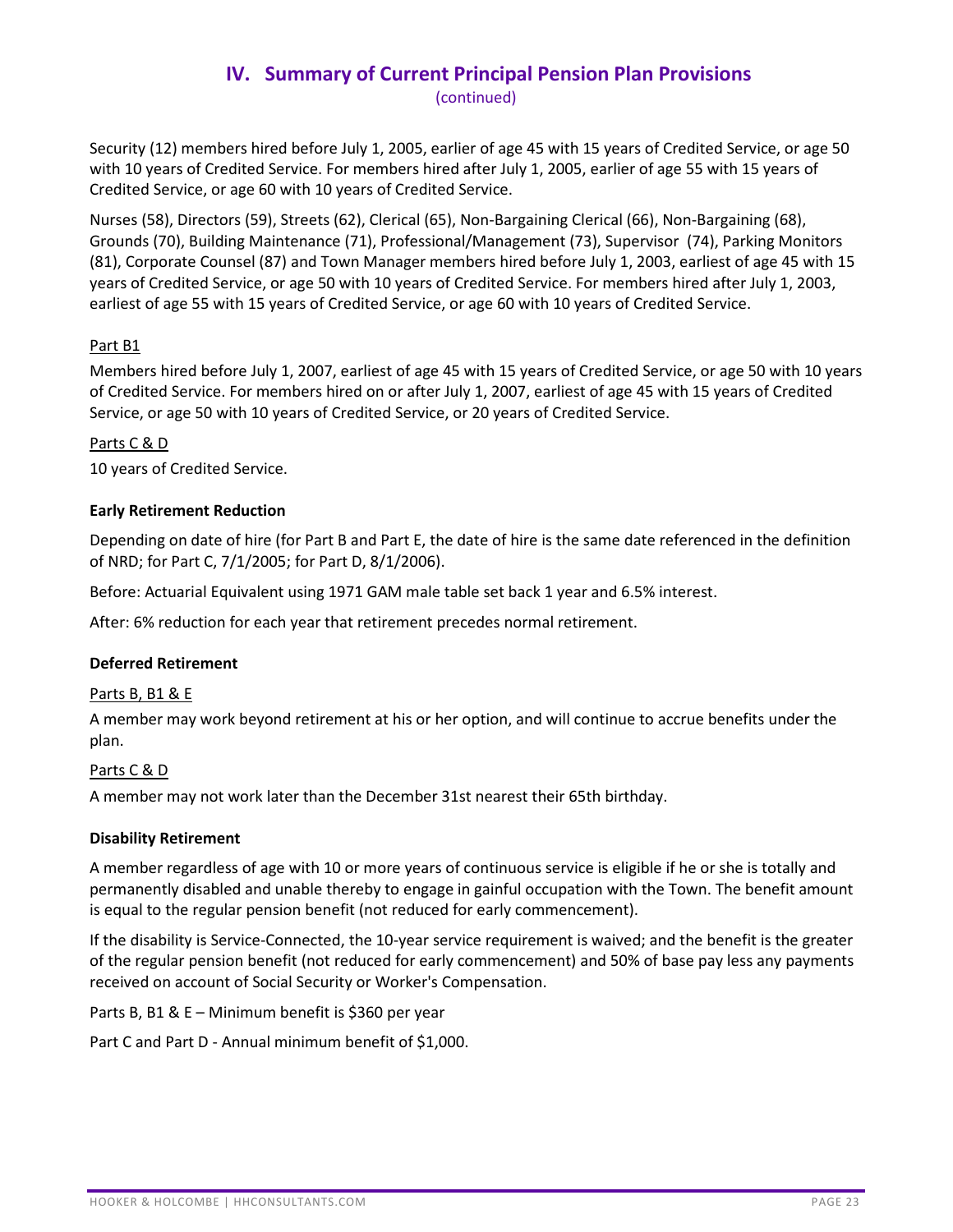## IV. Summary of Current Principal Pension Plan Provisions

(continued)

Security (12) members hired before July 1, 2005, earlier of age 45 with 15 years of Credited Service, or age 50 with 10 years of Credited Service. For members hired after July 1, 2005, earlier of age 55 with 15 years of Credited Service, or age 60 with 10 years of Credited Service.

Nurses (58), Directors (59), Streets (62), Clerical (65), Non-Bargaining Clerical (66), Non-Bargaining (68), Grounds (70), Building Maintenance (71), Professional/Management (73), Supervisor (74), Parking Monitors (81), Corporate Counsel (87) and Town Manager members hired before July 1, 2003, earliest of age 45 with 15 years of Credited Service, or age 50 with 10 years of Credited Service. For members hired after July 1, 2003, earliest of age 55 with 15 years of Credited Service, or age 60 with 10 years of Credited Service.

Part B1

Members hired before July 1, 2007, earliest of age 45 with 15 years of Credited Service, or age 50 with 10 years of Credited Service. For members hired on or after July 1, 2007, earliest of age 45 with 15 years of Credited Service, or age 50 with 10 years of Credited Service, or 20 years of Credited Service.

Parts C & D

10 years of Credited Service.

**Early Retirement Reduction**

Depending on date of hire (for Part B and Part E, the date of hire is the same date referenced in the definition of NRD; for Part C, 7/1/2005; for Part D, 8/1/2006).

Before: Actuarial Equivalent using 1971 GAM male table set back 1 year and 6.5% interest.

After: 6% reduction for each year that retirement precedes normal retirement.

**Deferred Retirement**

Parts B, B1 & E

A member may work beyond retirement at his or her option, and will continue to accrue benefits under the plan.

Parts C & D

A member may not work later than the December 31st nearest their 65th birthday.

**Disability Retirement**

A member regardless of age with 10 or more years of continuous service is eligible if he or she is totally and permanently disabled and unable thereby to engage in gainful occupation with the Town. The benefit amount is equal to the regular pension benefit (not reduced for early commencement).

If the disability is Service-Connected, the 10-year service requirement is waived; and the benefit is the greater of the regular pension benefit (not reduced for early commencement) and 50% of base pay less any payments received on account of Social Security or Worker's Compensation.

Parts B, B1 & E – Minimum benefit is $360 per year

Part C and Part D - Annual minimum benefit of $1,000.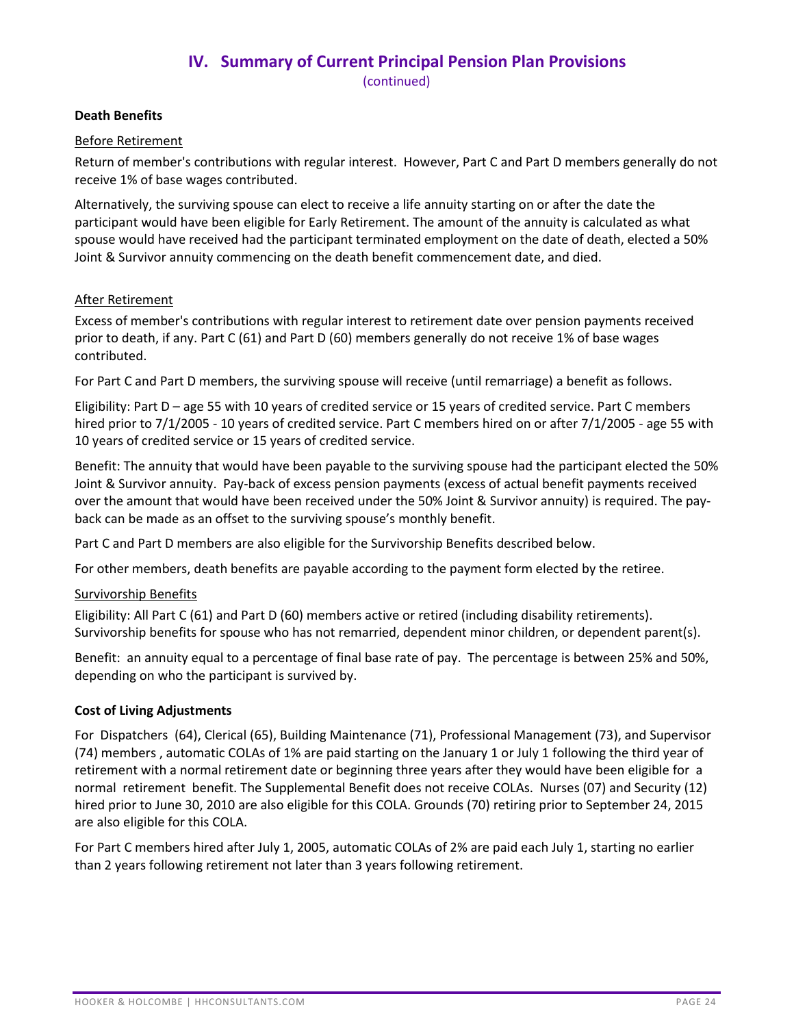## IV. Summary of Current Principal Pension Plan Provisions

(continued)

**Death Benefits**

Before Retirement

Return of member's contributions with regular interest. However, Part C and Part D members generally do not receive 1% of base wages contributed.

Alternatively, the surviving spouse can elect to receive a life annuity starting on or after the date the participant would have been eligible for Early Retirement. The amount of the annuity is calculated as what spouse would have received had the participant terminated employment on the date of death, elected a 50% Joint & Survivor annuity commencing on the death benefit commencement date, and died.

After Retirement

Excess of member's contributions with regular interest to retirement date over pension payments received prior to death, if any. Part C (61) and Part D (60) members generally do not receive 1% of base wages contributed.

For Part C and Part D members, the surviving spouse will receive (until remarriage) a benefit as follows.

Eligibility: Part D – age 55 with 10 years of credited service or 15 years of credited service. Part C members hired prior to 7/1/2005 - 10 years of credited service. Part C members hired on or after 7/1/2005 - age 55 with 10 years of credited service or 15 years of credited service.

Benefit: The annuity that would have been payable to the surviving spouse had the participant elected the 50% Joint & Survivor annuity. Pay-back of excess pension payments (excess of actual benefit payments received over the amount that would have been received under the 50% Joint & Survivor annuity) is required. The pay-back can be made as an offset to the surviving spouse's monthly benefit.

Part C and Part D members are also eligible for the Survivorship Benefits described below.

For other members, death benefits are payable according to the payment form elected by the retiree.

Survivorship Benefits

Eligibility: All Part C (61) and Part D (60) members active or retired (including disability retirements). Survivorship benefits for spouse who has not remarried, dependent minor children, or dependent parent(s).

Benefit: an annuity equal to a percentage of final base rate of pay. The percentage is between 25% and 50%, depending on who the participant is survived by.

**Cost of Living Adjustments**

For Dispatchers (64), Clerical (65), Building Maintenance (71), Professional Management (73), and Supervisor (74) members , automatic COLAs of 1% are paid starting on the January 1 or July 1 following the third year of retirement with a normal retirement date or beginning three years after they would have been eligible for a normal retirement benefit. The Supplemental Benefit does not receive COLAs. Nurses (07) and Security (12) hired prior to June 30, 2010 are also eligible for this COLA. Grounds (70) retiring prior to September 24, 2015 are also eligible for this COLA.

For Part C members hired after July 1, 2005, automatic COLAs of 2% are paid each July 1, starting no earlier than 2 years following retirement not later than 3 years following retirement.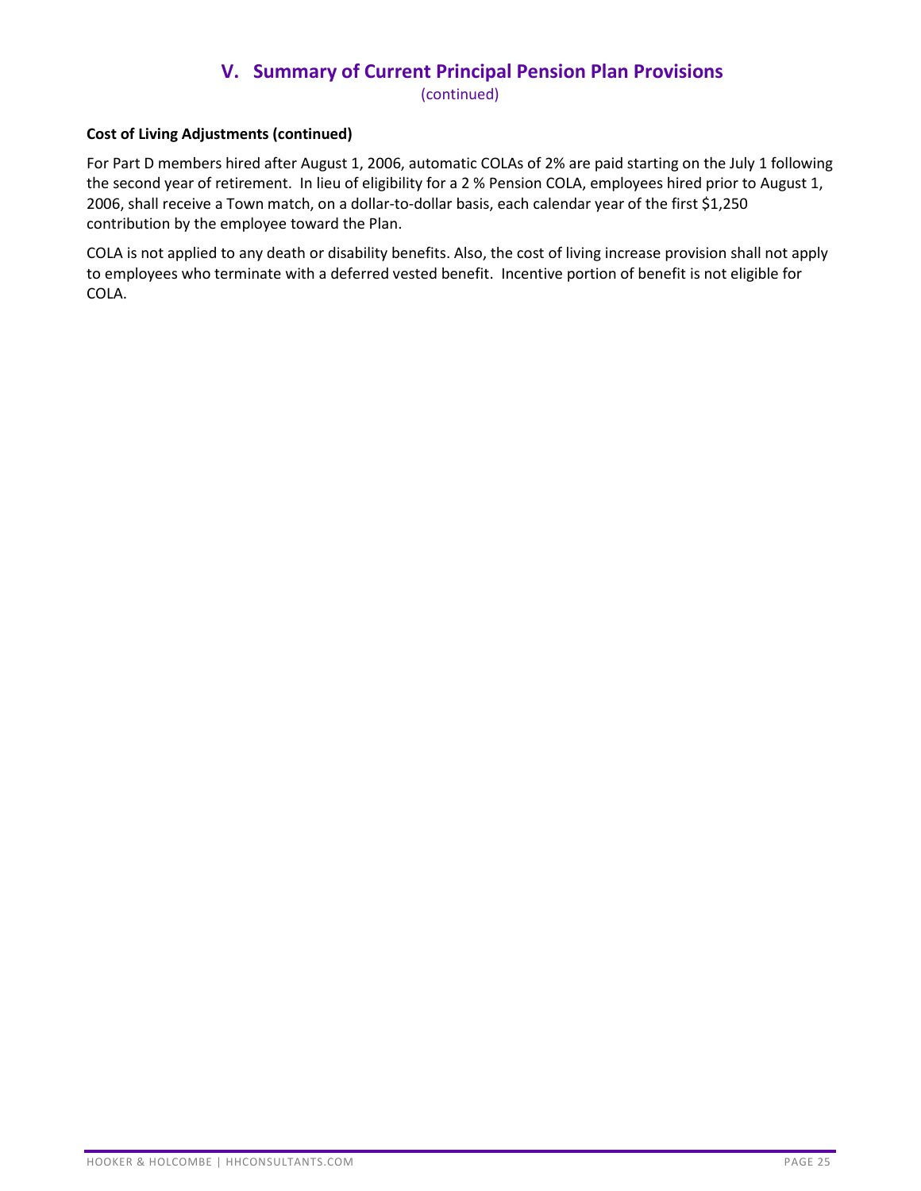## V. Summary of Current Principal Pension Plan Provisions

(continued)

**Cost of Living Adjustments (continued)**

For Part D members hired after August 1, 2006, automatic COLAs of 2% are paid starting on the July 1 following the second year of retirement. In lieu of eligibility for a 2 % Pension COLA, employees hired prior to August 1, 2006, shall receive a Town match, on a dollar-to-dollar basis, each calendar year of the first $1,250 contribution by the employee toward the Plan.

COLA is not applied to any death or disability benefits. Also, the cost of living increase provision shall not apply to employees who terminate with a deferred vested benefit. Incentive portion of benefit is not eligible for COLA.